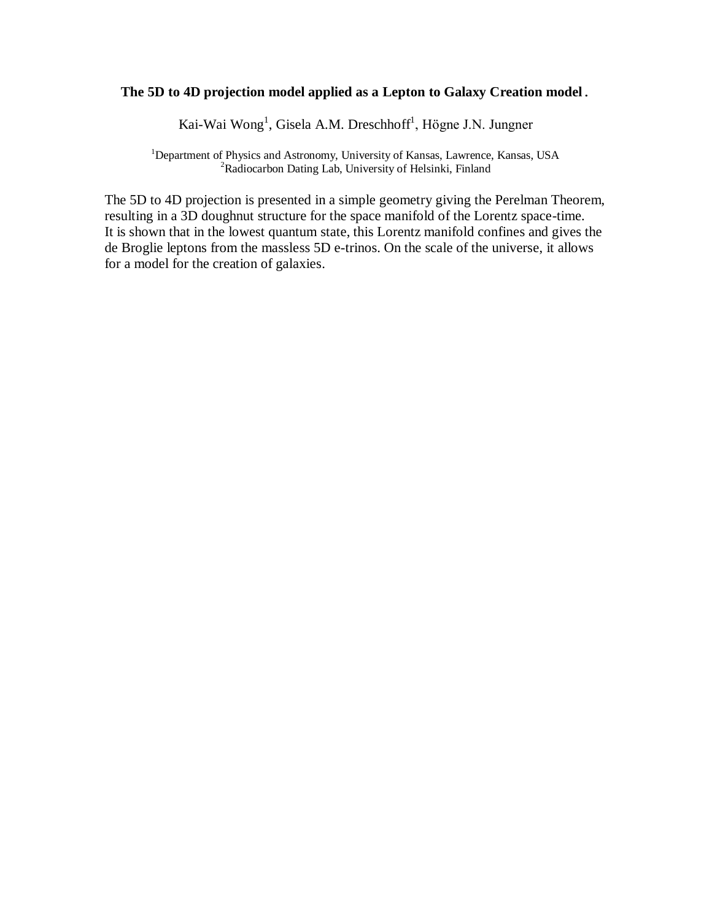# The 5D to 4D projection model applied as a Lepton to Galaxy Creation model.

Kai-Wai Wong[1], Gisela A.M. Dreschhoff[1], Högne J.N. Jungner

[1]Department of Physics and Astronomy, University of Kansas, Lawrence, Kansas, USA
[2]Radiocarbon Dating Lab, University of Helsinki, Finland

The 5D to 4D projection is presented in a simple geometry giving the Perelman Theorem, resulting in a 3D doughnut structure for the space manifold of the Lorentz space-time. It is shown that in the lowest quantum state, this Lorentz manifold confines and gives the de Broglie leptons from the massless 5D e-trinos. On the scale of the universe, it allows for a model for the creation of galaxies.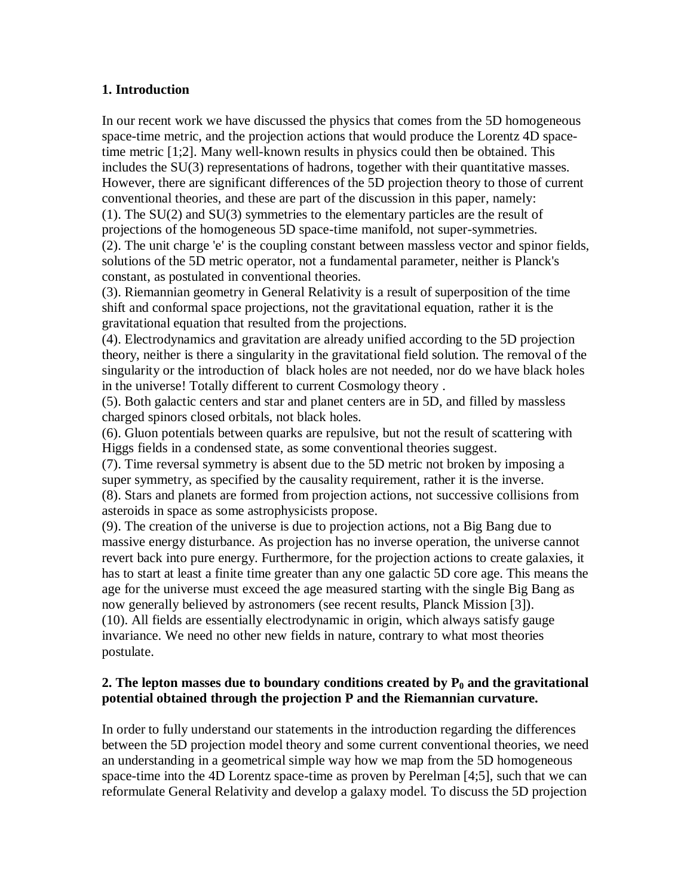## 1. Introduction

In our recent work we have discussed the physics that comes from the 5D homogeneous space-time metric, and the projection actions that would produce the Lorentz 4D space-time metric [1;2]. Many well-known results in physics could then be obtained. This includes the SU(3) representations of hadrons, together with their quantitative masses. However, there are significant differences of the 5D projection theory to those of current conventional theories, and these are part of the discussion in this paper, namely:

(1). The SU(2) and SU(3) symmetries to the elementary particles are the result of projections of the homogeneous 5D space-time manifold, not super-symmetries.

(2). The unit charge 'e' is the coupling constant between massless vector and spinor fields, solutions of the 5D metric operator, not a fundamental parameter, neither is Planck's constant, as postulated in conventional theories.

(3). Riemannian geometry in General Relativity is a result of superposition of the time shift and conformal space projections, not the gravitational equation, rather it is the gravitational equation that resulted from the projections.

(4). Electrodynamics and gravitation are already unified according to the 5D projection theory, neither is there a singularity in the gravitational field solution. The removal of the singularity or the introduction of black holes are not needed, nor do we have black holes in the universe! Totally different to current Cosmology theory .

(5). Both galactic centers and star and planet centers are in 5D, and filled by massless charged spinors closed orbitals, not black holes.

(6). Gluon potentials between quarks are repulsive, but not the result of scattering with Higgs fields in a condensed state, as some conventional theories suggest.

(7). Time reversal symmetry is absent due to the 5D metric not broken by imposing a super symmetry, as specified by the causality requirement, rather it is the inverse.

(8). Stars and planets are formed from projection actions, not successive collisions from asteroids in space as some astrophysicists propose.

(9). The creation of the universe is due to projection actions, not a Big Bang due to massive energy disturbance. As projection has no inverse operation, the universe cannot revert back into pure energy. Furthermore, for the projection actions to create galaxies, it has to start at least a finite time greater than any one galactic 5D core age. This means the age for the universe must exceed the age measured starting with the single Big Bang as now generally believed by astronomers (see recent results, Planck Mission [3]).

(10). All fields are essentially electrodynamic in origin, which always satisfy gauge invariance. We need no other new fields in nature, contrary to what most theories postulate.

## 2. The lepton masses due to boundary conditions created by $P_0$ and the gravitational potential obtained through the projection P and the Riemannian curvature.

In order to fully understand our statements in the introduction regarding the differences between the 5D projection model theory and some current conventional theories, we need an understanding in a geometrical simple way how we map from the 5D homogeneous space-time into the 4D Lorentz space-time as proven by Perelman [4;5], such that we can reformulate General Relativity and develop a galaxy model. To discuss the 5D projection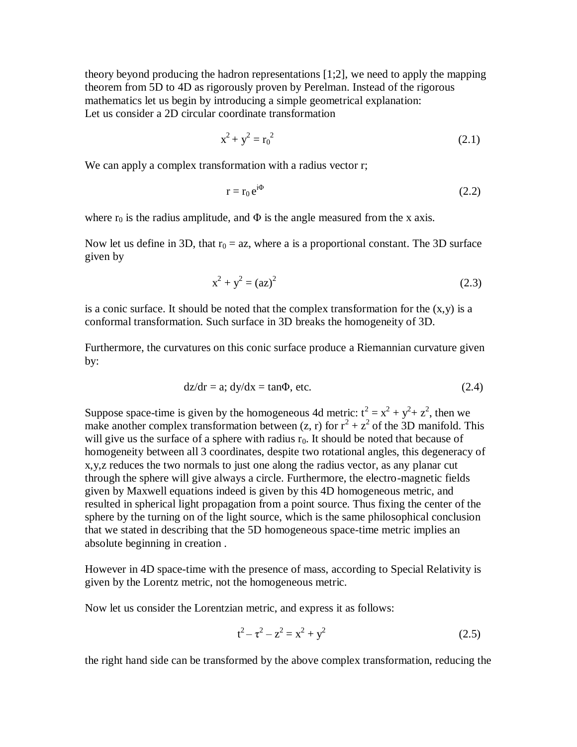theory beyond producing the hadron representations [1;2], we need to apply the mapping theorem from 5D to 4D as rigorously proven by Perelman. Instead of the rigorous mathematics let us begin by introducing a simple geometrical explanation:
Let us consider a 2D circular coordinate transformation

$$x^2 + y^2 = r_0^{\,2} \tag{2.1}$$

We can apply a complex transformation with a radius vector r;

$$r = r_0\, e^{i\Phi} \tag{2.2}$$

where $r_0$ is the radius amplitude, and $\Phi$ is the angle measured from the x axis.

Now let us define in 3D, that $r_0 = az$, where a is a proportional constant. The 3D surface given by

$$x^2 + y^2 = (az)^2 \tag{2.3}$$

is a conic surface. It should be noted that the complex transformation for the (x,y) is a conformal transformation. Such surface in 3D breaks the homogeneity of 3D.

Furthermore, the curvatures on this conic surface produce a Riemannian curvature given by:

$$dz/dr = a;\ dy/dx = \tan\Phi,\ \text{etc.} \tag{2.4}$$

Suppose space-time is given by the homogeneous 4d metric: $t^2 = x^2 + y^2 + z^2$, then we make another complex transformation between (z, r) for $r^2 + z^2$ of the 3D manifold. This will give us the surface of a sphere with radius $r_0$. It should be noted that because of homogeneity between all 3 coordinates, despite two rotational angles, this degeneracy of x,y,z reduces the two normals to just one along the radius vector, as any planar cut through the sphere will give always a circle. Furthermore, the electro-magnetic fields given by Maxwell equations indeed is given by this 4D homogeneous metric, and resulted in spherical light propagation from a point source. Thus fixing the center of the sphere by the turning on of the light source, which is the same philosophical conclusion that we stated in describing that the 5D homogeneous space-time metric implies an absolute beginning in creation .

However in 4D space-time with the presence of mass, according to Special Relativity is given by the Lorentz metric, not the homogeneous metric.

Now let us consider the Lorentzian metric, and express it as follows:

$$t^2 - \tau^2 - z^2 = x^2 + y^2 \tag{2.5}$$

the right hand side can be transformed by the above complex transformation, reducing the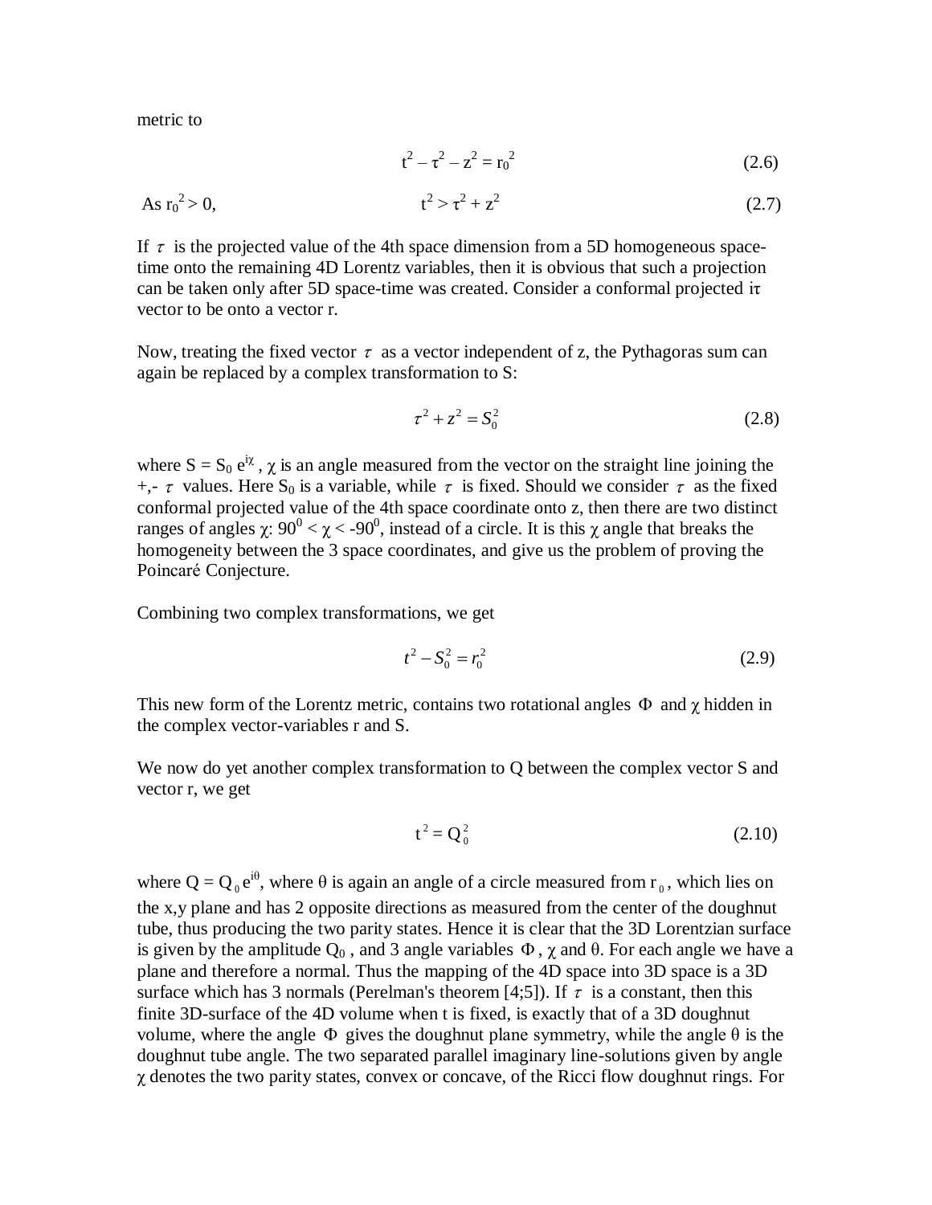metric to

$$t^2 - \tau^2 - z^2 = r_0^2 \tag{2.6}$$

As $r_0^2 > 0$,

$$t^2 > \tau^2 + z^2 \tag{2.7}$$

If $\tau$ is the projected value of the 4th space dimension from a 5D homogeneous space-time onto the remaining 4D Lorentz variables, then it is obvious that such a projection can be taken only after 5D space-time was created. Consider a conformal projected $i\tau$ vector to be onto a vector r.

Now, treating the fixed vector $\tau$ as a vector independent of z, the Pythagoras sum can again be replaced by a complex transformation to S:

$$\tau^2 + z^2 = S_0^2 \tag{2.8}$$

where $S = S_0 e^{i\chi}$, $\chi$ is an angle measured from the vector on the straight line joining the +,- $\tau$ values. Here $S_0$ is a variable, while $\tau$ is fixed. Should we consider $\tau$ as the fixed conformal projected value of the 4th space coordinate onto z, then there are two distinct ranges of angles $\chi$: $90^0 < \chi < -90^0$, instead of a circle. It is this $\chi$ angle that breaks the homogeneity between the 3 space coordinates, and give us the problem of proving the Poincaré Conjecture.

Combining two complex transformations, we get

$$t^2 - S_0^2 = r_0^2 \tag{2.9}$$

This new form of the Lorentz metric, contains two rotational angles $\Phi$ and $\chi$ hidden in the complex vector-variables r and S.

We now do yet another complex transformation to Q between the complex vector S and vector r, we get

$$t^2 = Q_0^2 \tag{2.10}$$

where $Q = Q_0 e^{i\theta}$, where $\theta$ is again an angle of a circle measured from $r_0$, which lies on the x,y plane and has 2 opposite directions as measured from the center of the doughnut tube, thus producing the two parity states. Hence it is clear that the 3D Lorentzian surface is given by the amplitude $Q_0$, and 3 angle variables $\Phi$, $\chi$ and $\theta$. For each angle we have a plane and therefore a normal. Thus the mapping of the 4D space into 3D space is a 3D surface which has 3 normals (Perelman's theorem [4;5]). If $\tau$ is a constant, then this finite 3D-surface of the 4D volume when t is fixed, is exactly that of a 3D doughnut volume, where the angle $\Phi$ gives the doughnut plane symmetry, while the angle $\theta$ is the doughnut tube angle. The two separated parallel imaginary line-solutions given by angle $\chi$ denotes the two parity states, convex or concave, of the Ricci flow doughnut rings. For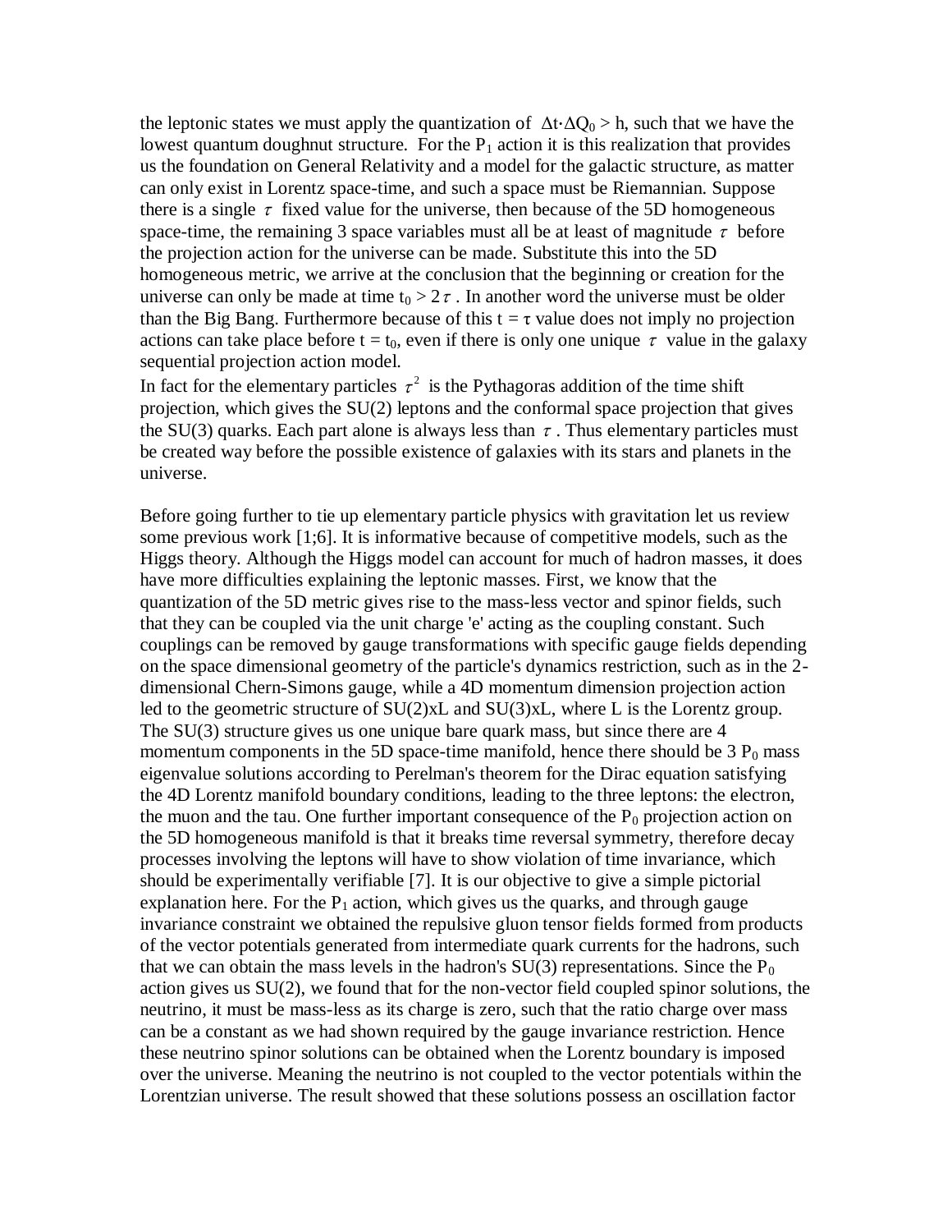the leptonic states we must apply the quantization of $\Delta t \cdot \Delta Q_0 > h$, such that we have the lowest quantum doughnut structure. For the $P_1$ action it is this realization that provides us the foundation on General Relativity and a model for the galactic structure, as matter can only exist in Lorentz space-time, and such a space must be Riemannian. Suppose there is a single $\tau$ fixed value for the universe, then because of the 5D homogeneous space-time, the remaining 3 space variables must all be at least of magnitude $\tau$ before the projection action for the universe can be made. Substitute this into the 5D homogeneous metric, we arrive at the conclusion that the beginning or creation for the universe can only be made at time $t_0 > 2\tau$ . In another word the universe must be older than the Big Bang. Furthermore because of this $t = \tau$ value does not imply no projection actions can take place before $t = t_0$, even if there is only one unique $\tau$ value in the galaxy sequential projection action model.
In fact for the elementary particles $\tau^2$ is the Pythagoras addition of the time shift projection, which gives the SU(2) leptons and the conformal space projection that gives the SU(3) quarks. Each part alone is always less than $\tau$ . Thus elementary particles must be created way before the possible existence of galaxies with its stars and planets in the universe.

Before going further to tie up elementary particle physics with gravitation let us review some previous work [1;6]. It is informative because of competitive models, such as the Higgs theory. Although the Higgs model can account for much of hadron masses, it does have more difficulties explaining the leptonic masses. First, we know that the quantization of the 5D metric gives rise to the mass-less vector and spinor fields, such that they can be coupled via the unit charge 'e' acting as the coupling constant. Such couplings can be removed by gauge transformations with specific gauge fields depending on the space dimensional geometry of the particle's dynamics restriction, such as in the 2-dimensional Chern-Simons gauge, while a 4D momentum dimension projection action led to the geometric structure of SU(2)xL and SU(3)xL, where L is the Lorentz group. The SU(3) structure gives us one unique bare quark mass, but since there are 4 momentum components in the 5D space-time manifold, hence there should be 3 $P_0$ mass eigenvalue solutions according to Perelman's theorem for the Dirac equation satisfying the 4D Lorentz manifold boundary conditions, leading to the three leptons: the electron, the muon and the tau. One further important consequence of the $P_0$ projection action on the 5D homogeneous manifold is that it breaks time reversal symmetry, therefore decay processes involving the leptons will have to show violation of time invariance, which should be experimentally verifiable [7]. It is our objective to give a simple pictorial explanation here. For the $P_1$ action, which gives us the quarks, and through gauge invariance constraint we obtained the repulsive gluon tensor fields formed from products of the vector potentials generated from intermediate quark currents for the hadrons, such that we can obtain the mass levels in the hadron's SU(3) representations. Since the $P_0$ action gives us SU(2), we found that for the non-vector field coupled spinor solutions, the neutrino, it must be mass-less as its charge is zero, such that the ratio charge over mass can be a constant as we had shown required by the gauge invariance restriction. Hence these neutrino spinor solutions can be obtained when the Lorentz boundary is imposed over the universe. Meaning the neutrino is not coupled to the vector potentials within the Lorentzian universe. The result showed that these solutions possess an oscillation factor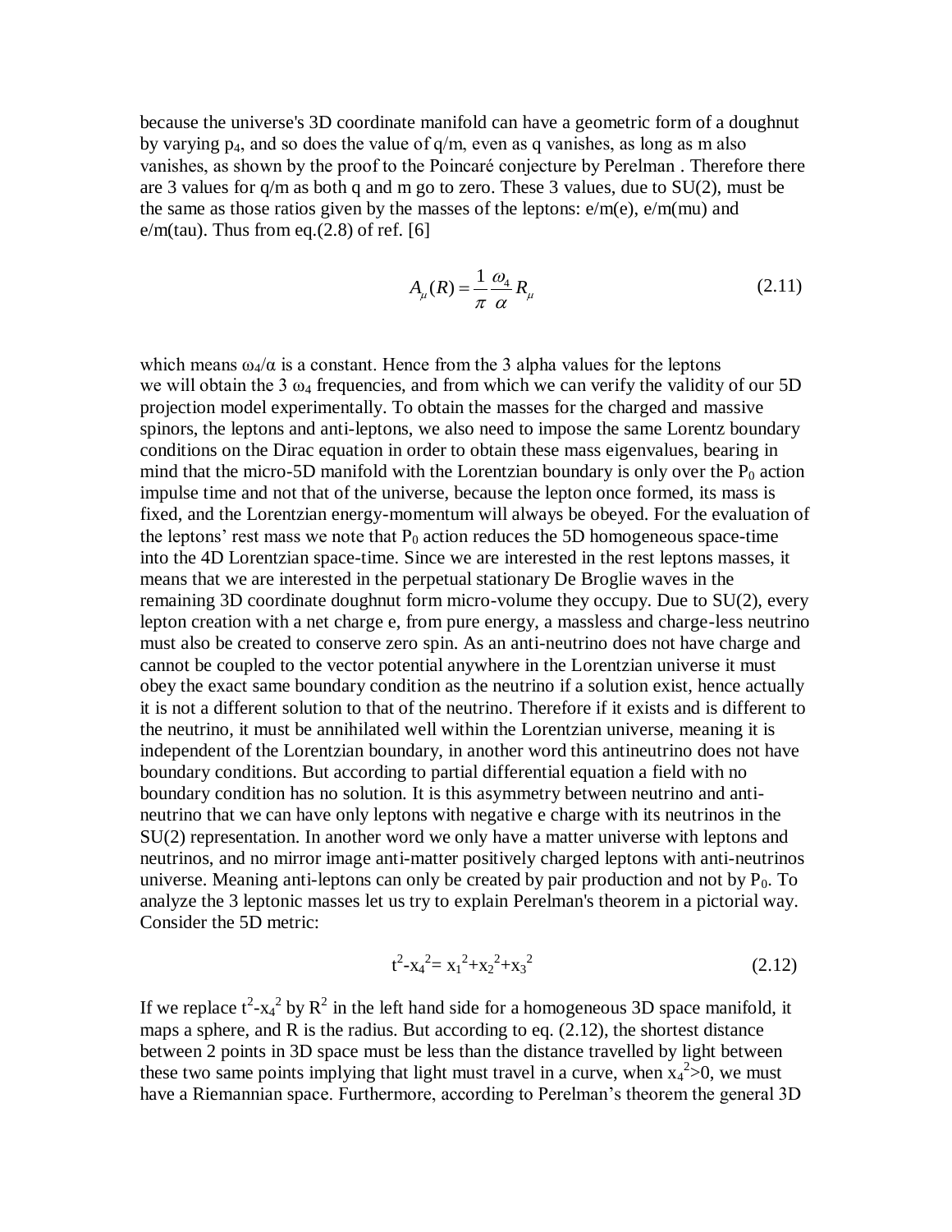because the universe's 3D coordinate manifold can have a geometric form of a doughnut by varying $p_4$, and so does the value of q/m, even as q vanishes, as long as m also vanishes, as shown by the proof to the Poincaré conjecture by Perelman . Therefore there are 3 values for q/m as both q and m go to zero. These 3 values, due to SU(2), must be the same as those ratios given by the masses of the leptons: e/m(e), e/m(mu) and e/m(tau). Thus from eq.(2.8) of ref. [6]

$$A_\mu(R) = \frac{1}{\pi}\frac{\omega_4}{\alpha}R_\mu \tag{2.11}$$

which means $\omega_4/\alpha$ is a constant. Hence from the 3 alpha values for the leptons we will obtain the 3 $\omega_4$ frequencies, and from which we can verify the validity of our 5D projection model experimentally. To obtain the masses for the charged and massive spinors, the leptons and anti-leptons, we also need to impose the same Lorentz boundary conditions on the Dirac equation in order to obtain these mass eigenvalues, bearing in mind that the micro-5D manifold with the Lorentzian boundary is only over the $P_0$ action impulse time and not that of the universe, because the lepton once formed, its mass is fixed, and the Lorentzian energy-momentum will always be obeyed. For the evaluation of the leptons' rest mass we note that $P_0$ action reduces the 5D homogeneous space-time into the 4D Lorentzian space-time. Since we are interested in the rest leptons masses, it means that we are interested in the perpetual stationary De Broglie waves in the remaining 3D coordinate doughnut form micro-volume they occupy. Due to SU(2), every lepton creation with a net charge e, from pure energy, a massless and charge-less neutrino must also be created to conserve zero spin. As an anti-neutrino does not have charge and cannot be coupled to the vector potential anywhere in the Lorentzian universe it must obey the exact same boundary condition as the neutrino if a solution exist, hence actually it is not a different solution to that of the neutrino. Therefore if it exists and is different to the neutrino, it must be annihilated well within the Lorentzian universe, meaning it is independent of the Lorentzian boundary, in another word this antineutrino does not have boundary conditions. But according to partial differential equation a field with no boundary condition has no solution. It is this asymmetry between neutrino and anti-neutrino that we can have only leptons with negative e charge with its neutrinos in the SU(2) representation. In another word we only have a matter universe with leptons and neutrinos, and no mirror image anti-matter positively charged leptons with anti-neutrinos universe. Meaning anti-leptons can only be created by pair production and not by $P_0$. To analyze the 3 leptonic masses let us try to explain Perelman's theorem in a pictorial way. Consider the 5D metric:

$$t^2 - x_4^2 = x_1^2 + x_2^2 + x_3^2 \tag{2.12}$$

If we replace $t^2 - x_4^2$ by $R^2$ in the left hand side for a homogeneous 3D space manifold, it maps a sphere, and R is the radius. But according to eq. (2.12), the shortest distance between 2 points in 3D space must be less than the distance travelled by light between these two same points implying that light must travel in a curve, when $x_4^2 > 0$, we must have a Riemannian space. Furthermore, according to Perelman's theorem the general 3D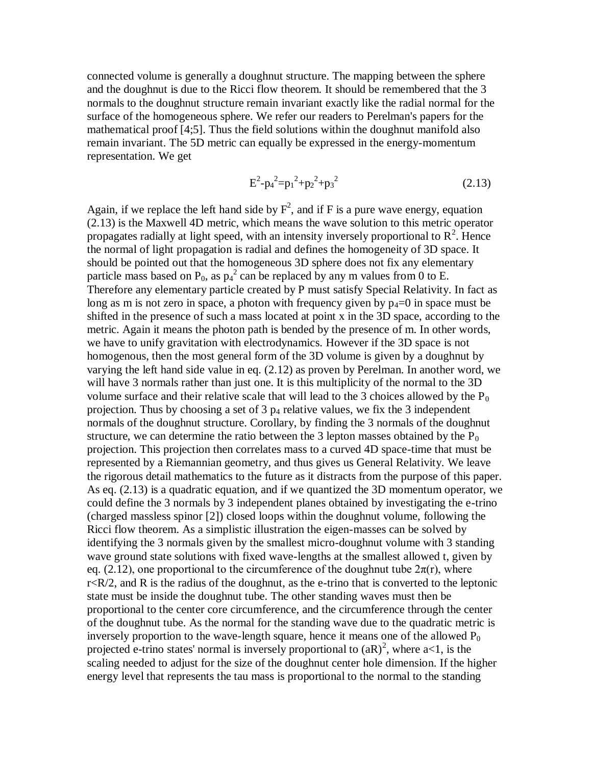connected volume is generally a doughnut structure. The mapping between the sphere and the doughnut is due to the Ricci flow theorem. It should be remembered that the 3 normals to the doughnut structure remain invariant exactly like the radial normal for the surface of the homogeneous sphere. We refer our readers to Perelman's papers for the mathematical proof [4;5]. Thus the field solutions within the doughnut manifold also remain invariant. The 5D metric can equally be expressed in the energy-momentum representation. We get

$$E^2 - p_4^2 = p_1^2 + p_2^2 + p_3^2 \tag{2.13}$$

Again, if we replace the left hand side by $F^2$, and if F is a pure wave energy, equation (2.13) is the Maxwell 4D metric, which means the wave solution to this metric operator propagates radially at light speed, with an intensity inversely proportional to $R^2$. Hence the normal of light propagation is radial and defines the homogeneity of 3D space. It should be pointed out that the homogeneous 3D sphere does not fix any elementary particle mass based on $P_0$, as $p_4^2$ can be replaced by any m values from 0 to E. Therefore any elementary particle created by P must satisfy Special Relativity. In fact as long as m is not zero in space, a photon with frequency given by $p_4=0$ in space must be shifted in the presence of such a mass located at point x in the 3D space, according to the metric. Again it means the photon path is bended by the presence of m. In other words, we have to unify gravitation with electrodynamics. However if the 3D space is not homogenous, then the most general form of the 3D volume is given by a doughnut by varying the left hand side value in eq. (2.12) as proven by Perelman. In another word, we will have 3 normals rather than just one. It is this multiplicity of the normal to the 3D volume surface and their relative scale that will lead to the 3 choices allowed by the $P_0$ projection. Thus by choosing a set of 3 $p_4$ relative values, we fix the 3 independent normals of the doughnut structure. Corollary, by finding the 3 normals of the doughnut structure, we can determine the ratio between the 3 lepton masses obtained by the $P_0$ projection. This projection then correlates mass to a curved 4D space-time that must be represented by a Riemannian geometry, and thus gives us General Relativity. We leave the rigorous detail mathematics to the future as it distracts from the purpose of this paper. As eq. (2.13) is a quadratic equation, and if we quantized the 3D momentum operator, we could define the 3 normals by 3 independent planes obtained by investigating the e-trino (charged massless spinor [2]) closed loops within the doughnut volume, following the Ricci flow theorem. As a simplistic illustration the eigen-masses can be solved by identifying the 3 normals given by the smallest micro-doughnut volume with 3 standing wave ground state solutions with fixed wave-lengths at the smallest allowed t, given by eq. (2.12), one proportional to the circumference of the doughnut tube $2\pi(r)$, where $r<R/2$, and R is the radius of the doughnut, as the e-trino that is converted to the leptonic state must be inside the doughnut tube. The other standing waves must then be proportional to the center core circumference, and the circumference through the center of the doughnut tube. As the normal for the standing wave due to the quadratic metric is inversely proportion to the wave-length square, hence it means one of the allowed $P_0$ projected e-trino states' normal is inversely proportional to $(aR)^2$, where $a<1$, is the scaling needed to adjust for the size of the doughnut center hole dimension. If the higher energy level that represents the tau mass is proportional to the normal to the standing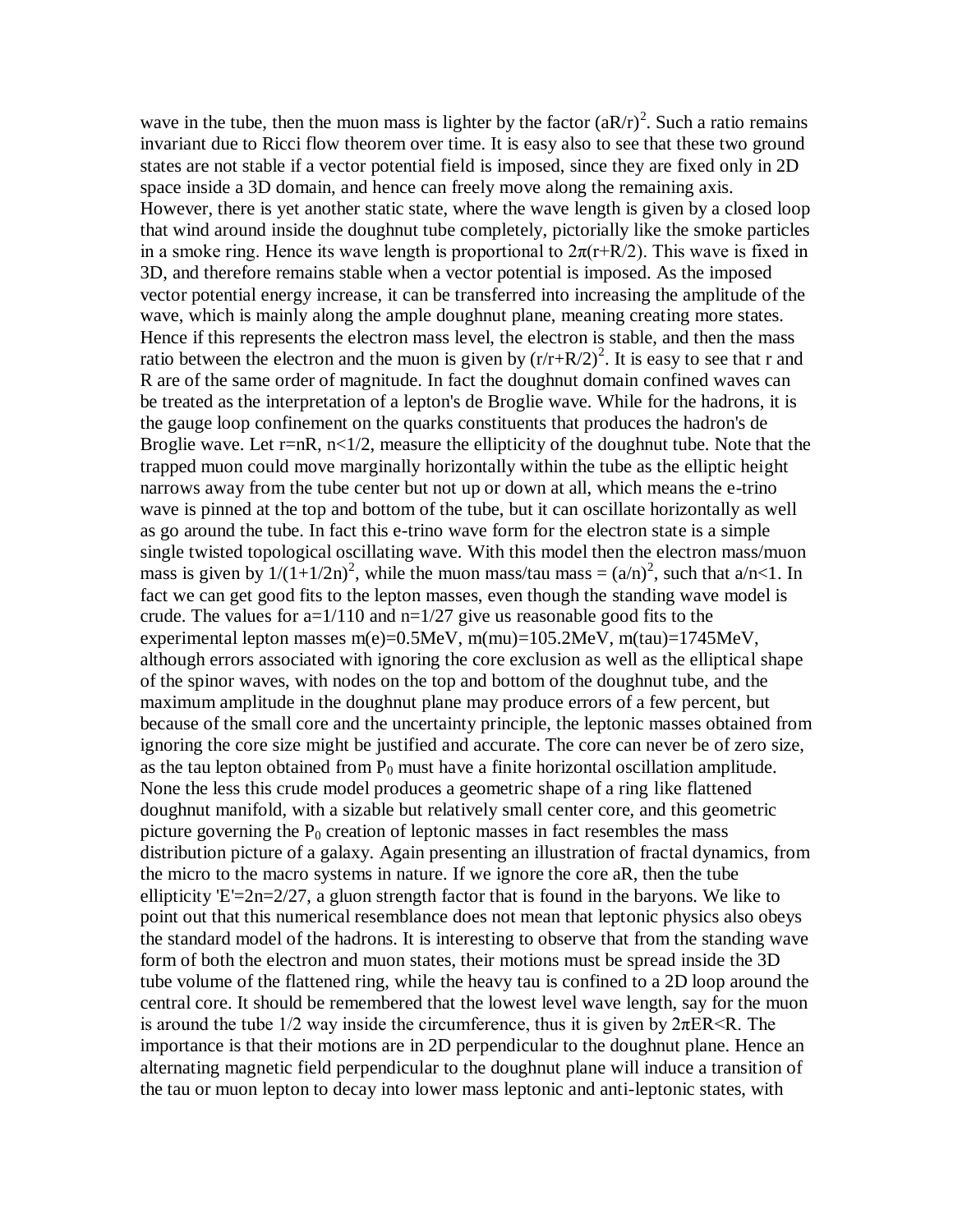wave in the tube, then the muon mass is lighter by the factor $(aR/r)^2$. Such a ratio remains invariant due to Ricci flow theorem over time. It is easy also to see that these two ground states are not stable if a vector potential field is imposed, since they are fixed only in 2D space inside a 3D domain, and hence can freely move along the remaining axis. However, there is yet another static state, where the wave length is given by a closed loop that wind around inside the doughnut tube completely, pictorially like the smoke particles in a smoke ring. Hence its wave length is proportional to $2\pi(r+R/2)$. This wave is fixed in 3D, and therefore remains stable when a vector potential is imposed. As the imposed vector potential energy increase, it can be transferred into increasing the amplitude of the wave, which is mainly along the ample doughnut plane, meaning creating more states. Hence if this represents the electron mass level, the electron is stable, and then the mass ratio between the electron and the muon is given by $(r/r+R/2)^2$. It is easy to see that r and R are of the same order of magnitude. In fact the doughnut domain confined waves can be treated as the interpretation of a lepton's de Broglie wave. While for the hadrons, it is the gauge loop confinement on the quarks constituents that produces the hadron's de Broglie wave. Let $r=nR$, $n<1/2$, measure the ellipticity of the doughnut tube. Note that the trapped muon could move marginally horizontally within the tube as the elliptic height narrows away from the tube center but not up or down at all, which means the e-trino wave is pinned at the top and bottom of the tube, but it can oscillate horizontally as well as go around the tube. In fact this e-trino wave form for the electron state is a simple single twisted topological oscillating wave. With this model then the electron mass/muon mass is given by $1/(1+1/2n)^2$, while the muon mass/tau mass = $(a/n)^2$, such that $a/n<1$. In fact we can get good fits to the lepton masses, even though the standing wave model is crude. The values for $a=1/110$ and $n=1/27$ give us reasonable good fits to the experimental lepton masses m(e)=0.5MeV, m(mu)=105.2MeV, m(tau)=1745MeV, although errors associated with ignoring the core exclusion as well as the elliptical shape of the spinor waves, with nodes on the top and bottom of the doughnut tube, and the maximum amplitude in the doughnut plane may produce errors of a few percent, but because of the small core and the uncertainty principle, the leptonic masses obtained from ignoring the core size might be justified and accurate. The core can never be of zero size, as the tau lepton obtained from $P_0$ must have a finite horizontal oscillation amplitude. None the less this crude model produces a geometric shape of a ring like flattened doughnut manifold, with a sizable but relatively small center core, and this geometric picture governing the $P_0$ creation of leptonic masses in fact resembles the mass distribution picture of a galaxy. Again presenting an illustration of fractal dynamics, from the micro to the macro systems in nature. If we ignore the core aR, then the tube ellipticity 'E'=2n=2/27, a gluon strength factor that is found in the baryons. We like to point out that this numerical resemblance does not mean that leptonic physics also obeys the standard model of the hadrons. It is interesting to observe that from the standing wave form of both the electron and muon states, their motions must be spread inside the 3D tube volume of the flattened ring, while the heavy tau is confined to a 2D loop around the central core. It should be remembered that the lowest level wave length, say for the muon is around the tube 1/2 way inside the circumference, thus it is given by $2\pi ER<R$. The importance is that their motions are in 2D perpendicular to the doughnut plane. Hence an alternating magnetic field perpendicular to the doughnut plane will induce a transition of the tau or muon lepton to decay into lower mass leptonic and anti-leptonic states, with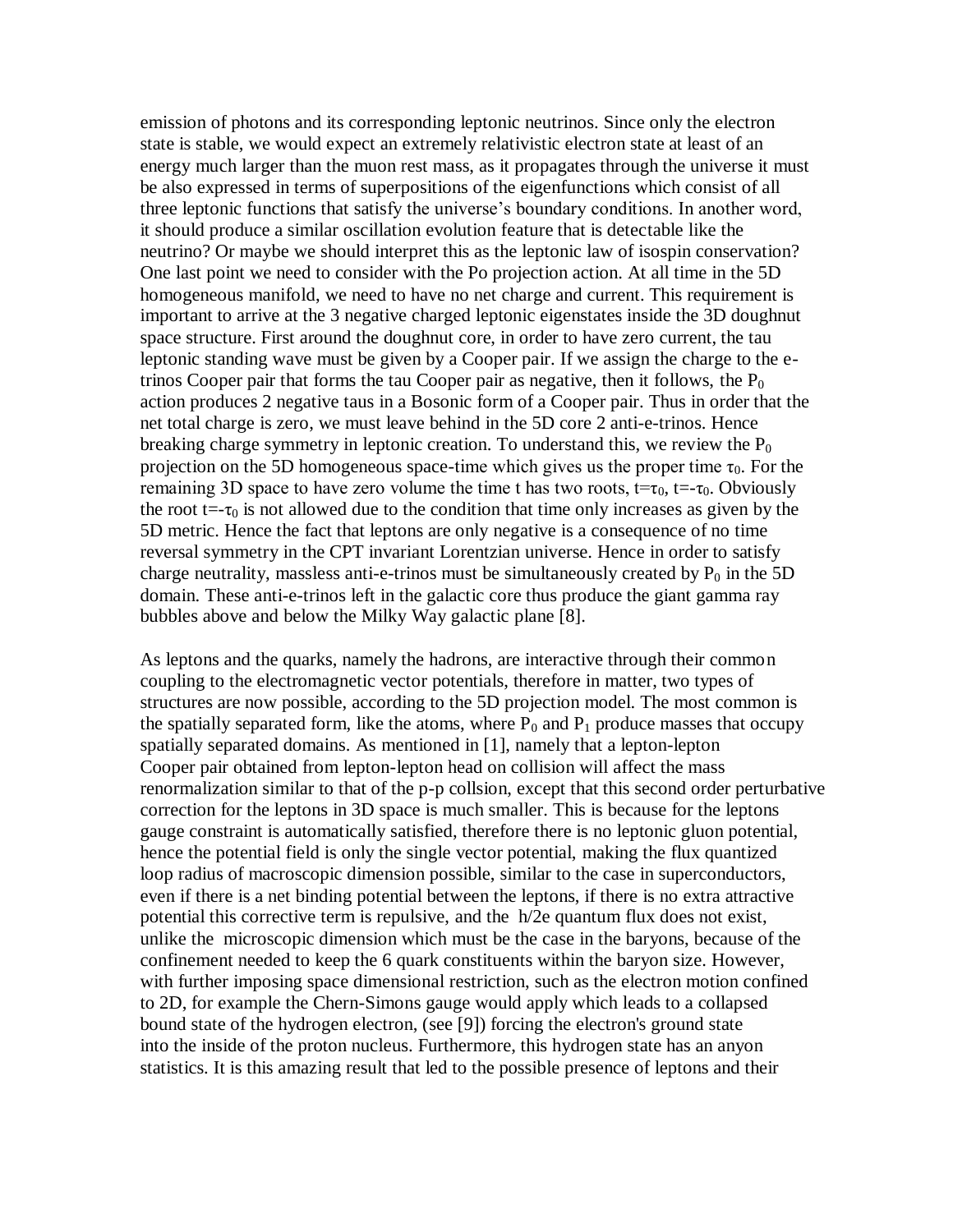emission of photons and its corresponding leptonic neutrinos. Since only the electron state is stable, we would expect an extremely relativistic electron state at least of an energy much larger than the muon rest mass, as it propagates through the universe it must be also expressed in terms of superpositions of the eigenfunctions which consist of all three leptonic functions that satisfy the universe's boundary conditions. In another word, it should produce a similar oscillation evolution feature that is detectable like the neutrino? Or maybe we should interpret this as the leptonic law of isospin conservation? One last point we need to consider with the Po projection action. At all time in the 5D homogeneous manifold, we need to have no net charge and current. This requirement is important to arrive at the 3 negative charged leptonic eigenstates inside the 3D doughnut space structure. First around the doughnut core, in order to have zero current, the tau leptonic standing wave must be given by a Cooper pair. If we assign the charge to the e-trinos Cooper pair that forms the tau Cooper pair as negative, then it follows, the $P_0$ action produces 2 negative taus in a Bosonic form of a Cooper pair. Thus in order that the net total charge is zero, we must leave behind in the 5D core 2 anti-e-trinos. Hence breaking charge symmetry in leptonic creation. To understand this, we review the $P_0$ projection on the 5D homogeneous space-time which gives us the proper time $\tau_0$. For the remaining 3D space to have zero volume the time t has two roots, $t=\tau_0$, $t=-\tau_0$. Obviously the root $t=-\tau_0$ is not allowed due to the condition that time only increases as given by the 5D metric. Hence the fact that leptons are only negative is a consequence of no time reversal symmetry in the CPT invariant Lorentzian universe. Hence in order to satisfy charge neutrality, massless anti-e-trinos must be simultaneously created by $P_0$ in the 5D domain. These anti-e-trinos left in the galactic core thus produce the giant gamma ray bubbles above and below the Milky Way galactic plane [8].

As leptons and the quarks, namely the hadrons, are interactive through their common coupling to the electromagnetic vector potentials, therefore in matter, two types of structures are now possible, according to the 5D projection model. The most common is the spatially separated form, like the atoms, where $P_0$ and $P_1$ produce masses that occupy spatially separated domains. As mentioned in [1], namely that a lepton-lepton Cooper pair obtained from lepton-lepton head on collision will affect the mass renormalization similar to that of the p-p collsion, except that this second order perturbative correction for the leptons in 3D space is much smaller. This is because for the leptons gauge constraint is automatically satisfied, therefore there is no leptonic gluon potential, hence the potential field is only the single vector potential, making the flux quantized loop radius of macroscopic dimension possible, similar to the case in superconductors, even if there is a net binding potential between the leptons, if there is no extra attractive potential this corrective term is repulsive, and the h/2e quantum flux does not exist, unlike the microscopic dimension which must be the case in the baryons, because of the confinement needed to keep the 6 quark constituents within the baryon size. However, with further imposing space dimensional restriction, such as the electron motion confined to 2D, for example the Chern-Simons gauge would apply which leads to a collapsed bound state of the hydrogen electron, (see [9]) forcing the electron's ground state into the inside of the proton nucleus. Furthermore, this hydrogen state has an anyon statistics. It is this amazing result that led to the possible presence of leptons and their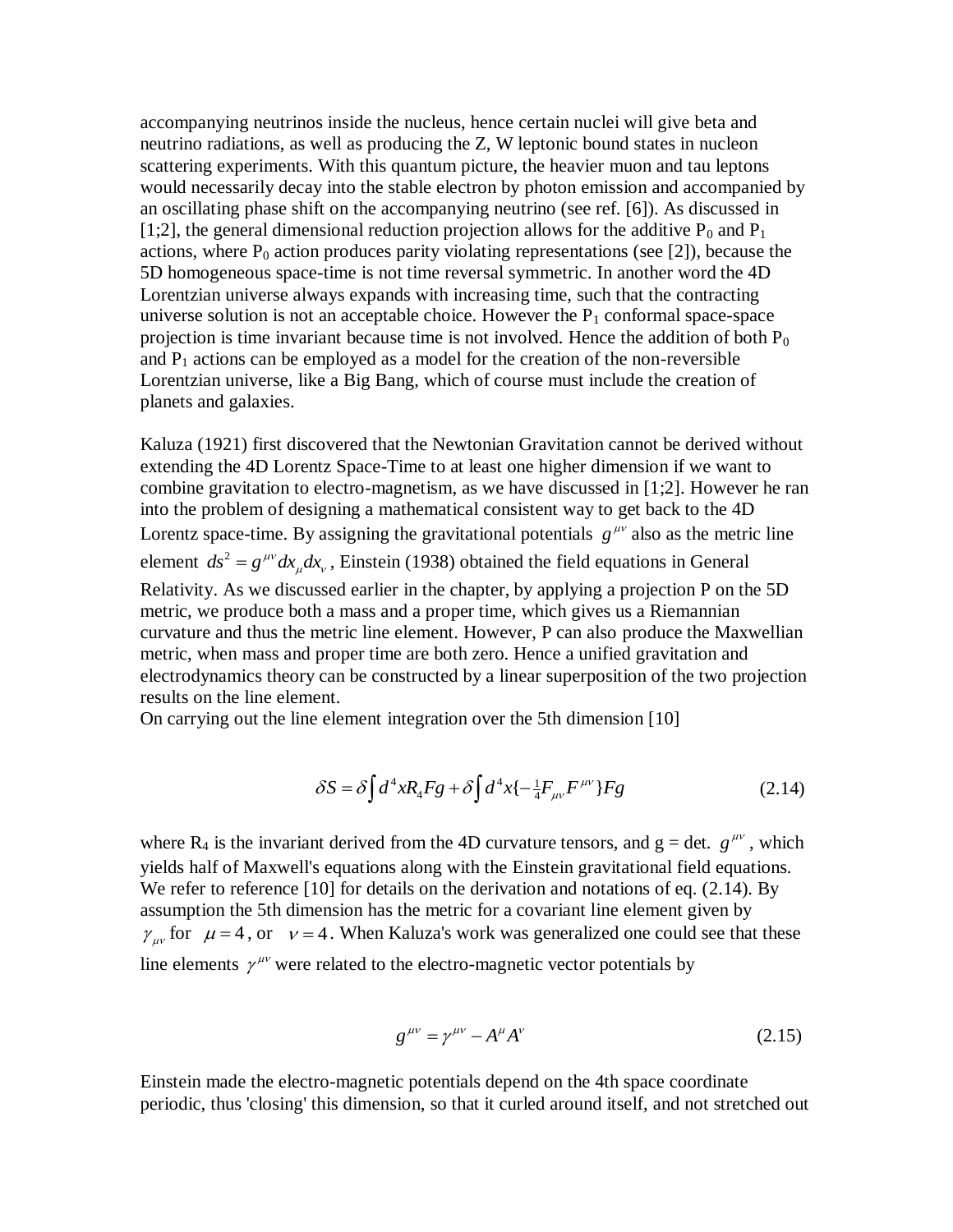accompanying neutrinos inside the nucleus, hence certain nuclei will give beta and neutrino radiations, as well as producing the Z, W leptonic bound states in nucleon scattering experiments. With this quantum picture, the heavier muon and tau leptons would necessarily decay into the stable electron by photon emission and accompanied by an oscillating phase shift on the accompanying neutrino (see ref. [6]). As discussed in [1;2], the general dimensional reduction projection allows for the additive $P_0$ and $P_1$ actions, where $P_0$ action produces parity violating representations (see [2]), because the 5D homogeneous space-time is not time reversal symmetric. In another word the 4D Lorentzian universe always expands with increasing time, such that the contracting universe solution is not an acceptable choice. However the $P_1$ conformal space-space projection is time invariant because time is not involved. Hence the addition of both $P_0$ and $P_1$ actions can be employed as a model for the creation of the non-reversible Lorentzian universe, like a Big Bang, which of course must include the creation of planets and galaxies.

Kaluza (1921) first discovered that the Newtonian Gravitation cannot be derived without extending the 4D Lorentz Space-Time to at least one higher dimension if we want to combine gravitation to electro-magnetism, as we have discussed in [1;2]. However he ran into the problem of designing a mathematical consistent way to get back to the 4D Lorentz space-time. By assigning the gravitational potentials $g^{\mu\nu}$ also as the metric line element $ds^2 = g^{\mu\nu} dx_\mu dx_\nu$, Einstein (1938) obtained the field equations in General Relativity. As we discussed earlier in the chapter, by applying a projection P on the 5D metric, we produce both a mass and a proper time, which gives us a Riemannian curvature and thus the metric line element. However, P can also produce the Maxwellian metric, when mass and proper time are both zero. Hence a unified gravitation and electrodynamics theory can be constructed by a linear superposition of the two projection results on the line element.

On carrying out the line element integration over the 5th dimension [10]

$$\delta S = \delta \int d^4 x R_4 Fg + \delta \int d^4 x \{-\tfrac{1}{4} F_{\mu\nu} F^{\mu\nu}\} Fg \tag{2.14}$$

where $R_4$ is the invariant derived from the 4D curvature tensors, and g = det. $g^{\mu\nu}$, which yields half of Maxwell's equations along with the Einstein gravitational field equations. We refer to reference [10] for details on the derivation and notations of eq. (2.14). By assumption the 5th dimension has the metric for a covariant line element given by $\gamma_{\mu\nu}$ for $\mu = 4$, or $\nu = 4$. When Kaluza's work was generalized one could see that these line elements $\gamma^{\mu\nu}$ were related to the electro-magnetic vector potentials by

$$g^{\mu\nu} = \gamma^{\mu\nu} - A^\mu A^\nu \tag{2.15}$$

Einstein made the electro-magnetic potentials depend on the 4th space coordinate periodic, thus 'closing' this dimension, so that it curled around itself, and not stretched out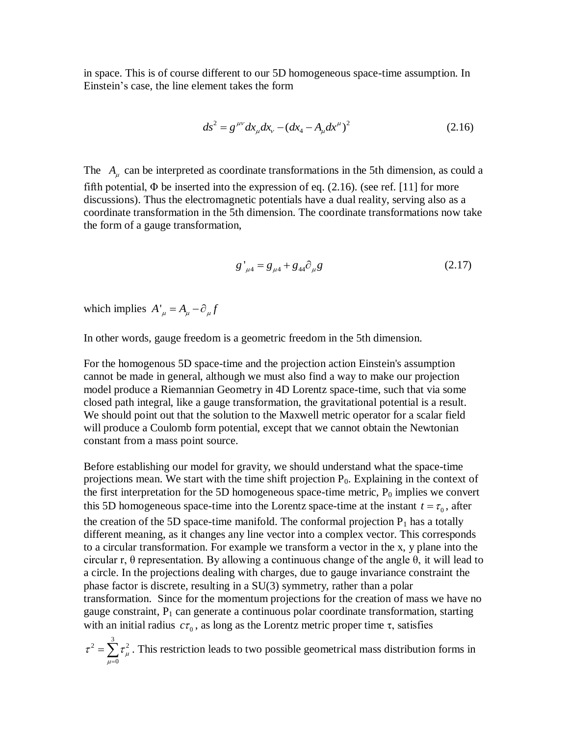in space. This is of course different to our 5D homogeneous space-time assumption. In Einstein's case, the line element takes the form

$$ds^2 = g^{\mu\nu} dx_\mu dx_\nu - (dx_4 - A_\mu dx^\mu)^2 \tag{2.16}$$

The $A_\mu$ can be interpreted as coordinate transformations in the 5th dimension, as could a fifth potential, $\Phi$ be inserted into the expression of eq. (2.16). (see ref. [11] for more discussions). Thus the electromagnetic potentials have a dual reality, serving also as a coordinate transformation in the 5th dimension. The coordinate transformations now take the form of a gauge transformation,

$$g'_{\mu 4} = g_{\mu 4} + g_{44} \partial_\mu g \tag{2.17}$$

which implies $A'_\mu = A_\mu - \partial_\mu f$

In other words, gauge freedom is a geometric freedom in the 5th dimension.

For the homogenous 5D space-time and the projection action Einstein's assumption cannot be made in general, although we must also find a way to make our projection model produce a Riemannian Geometry in 4D Lorentz space-time, such that via some closed path integral, like a gauge transformation, the gravitational potential is a result. We should point out that the solution to the Maxwell metric operator for a scalar field will produce a Coulomb form potential, except that we cannot obtain the Newtonian constant from a mass point source.

Before establishing our model for gravity, we should understand what the space-time projections mean. We start with the time shift projection $P_0$. Explaining in the context of the first interpretation for the 5D homogeneous space-time metric, $P_0$ implies we convert this 5D homogeneous space-time into the Lorentz space-time at the instant $t = \tau_0$, after the creation of the 5D space-time manifold. The conformal projection $P_1$ has a totally different meaning, as it changes any line vector into a complex vector. This corresponds to a circular transformation. For example we transform a vector in the x, y plane into the circular r, θ representation. By allowing a continuous change of the angle θ, it will lead to a circle. In the projections dealing with charges, due to gauge invariance constraint the phase factor is discrete, resulting in a SU(3) symmetry, rather than a polar transformation. Since for the momentum projections for the creation of mass we have no gauge constraint, $P_1$ can generate a continuous polar coordinate transformation, starting with an initial radius $c\tau_0$, as long as the Lorentz metric proper time τ, satisfies $\tau^2 = \sum_{\mu=0}^{3} \tau_\mu^2$. This restriction leads to two possible geometrical mass distribution forms in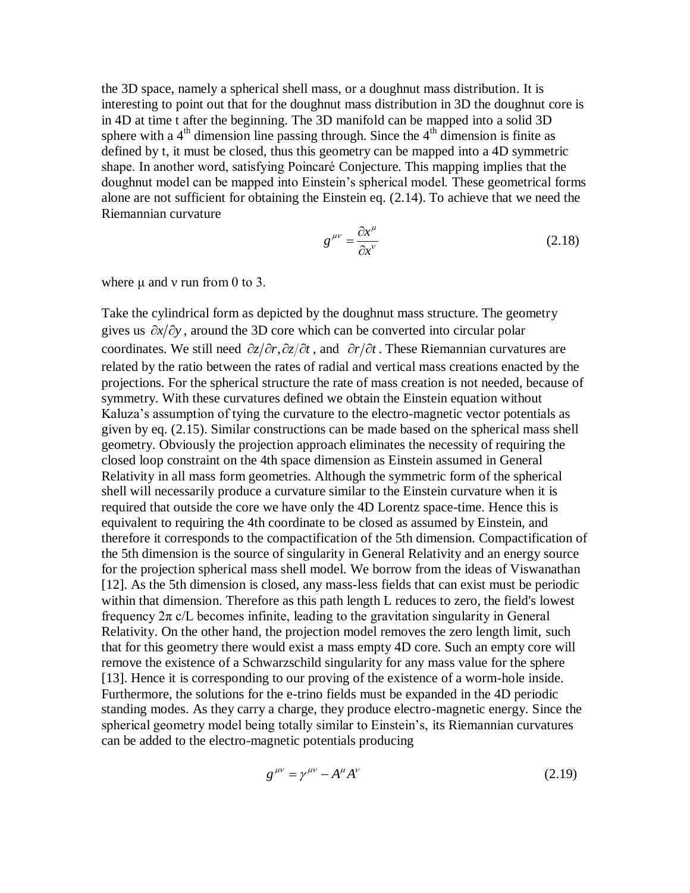the 3D space, namely a spherical shell mass, or a doughnut mass distribution. It is interesting to point out that for the doughnut mass distribution in 3D the doughnut core is in 4D at time t after the beginning. The 3D manifold can be mapped into a solid 3D sphere with a 4th dimension line passing through. Since the 4th dimension is finite as defined by t, it must be closed, thus this geometry can be mapped into a 4D symmetric shape. In another word, satisfying Poincaré Conjecture. This mapping implies that the doughnut model can be mapped into Einstein's spherical model. These geometrical forms alone are not sufficient for obtaining the Einstein eq. (2.14). To achieve that we need the Riemannian curvature

$$g^{\mu\nu} = \frac{\partial x^{\mu}}{\partial x^{\nu}} \tag{2.18}$$

where μ and ν run from 0 to 3.

Take the cylindrical form as depicted by the doughnut mass structure. The geometry gives us $\partial x/\partial y$, around the 3D core which can be converted into circular polar coordinates. We still need $\partial z/\partial r, \partial z/\partial t$, and $\partial r/\partial t$. These Riemannian curvatures are related by the ratio between the rates of radial and vertical mass creations enacted by the projections. For the spherical structure the rate of mass creation is not needed, because of symmetry. With these curvatures defined we obtain the Einstein equation without Kaluza's assumption of tying the curvature to the electro-magnetic vector potentials as given by eq. (2.15). Similar constructions can be made based on the spherical mass shell geometry. Obviously the projection approach eliminates the necessity of requiring the closed loop constraint on the 4th space dimension as Einstein assumed in General Relativity in all mass form geometries. Although the symmetric form of the spherical shell will necessarily produce a curvature similar to the Einstein curvature when it is required that outside the core we have only the 4D Lorentz space-time. Hence this is equivalent to requiring the 4th coordinate to be closed as assumed by Einstein, and therefore it corresponds to the compactification of the 5th dimension. Compactification of the 5th dimension is the source of singularity in General Relativity and an energy source for the projection spherical mass shell model. We borrow from the ideas of Viswanathan [12]. As the 5th dimension is closed, any mass-less fields that can exist must be periodic within that dimension. Therefore as this path length L reduces to zero, the field's lowest frequency $2\pi$ c/L becomes infinite, leading to the gravitation singularity in General Relativity. On the other hand, the projection model removes the zero length limit, such that for this geometry there would exist a mass empty 4D core. Such an empty core will remove the existence of a Schwarzschild singularity for any mass value for the sphere [13]. Hence it is corresponding to our proving of the existence of a worm-hole inside. Furthermore, the solutions for the e-trino fields must be expanded in the 4D periodic standing modes. As they carry a charge, they produce electro-magnetic energy. Since the spherical geometry model being totally similar to Einstein's, its Riemannian curvatures can be added to the electro-magnetic potentials producing

$$g^{\mu\nu} = \gamma^{\mu\nu} - A^{\mu} A^{\nu} \tag{2.19}$$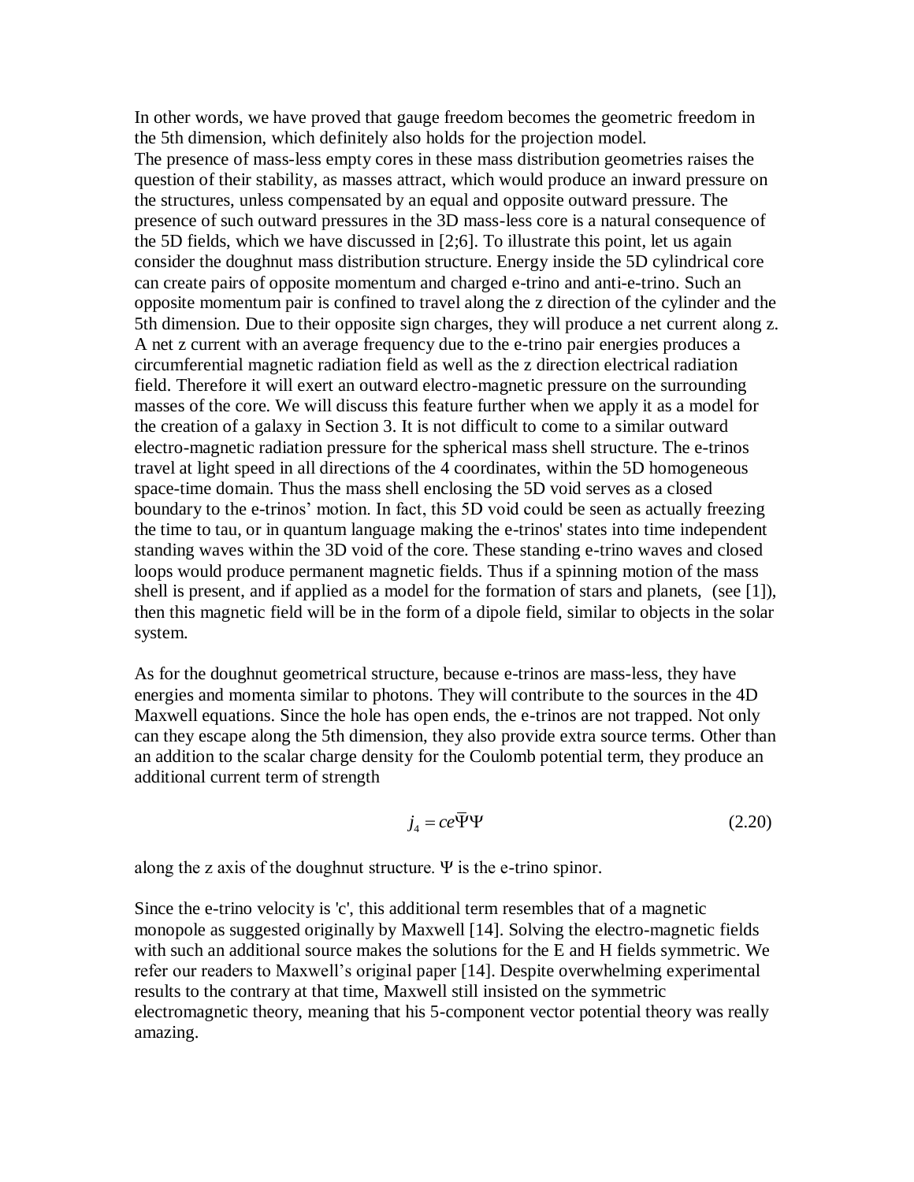In other words, we have proved that gauge freedom becomes the geometric freedom in the 5th dimension, which definitely also holds for the projection model.
The presence of mass-less empty cores in these mass distribution geometries raises the question of their stability, as masses attract, which would produce an inward pressure on the structures, unless compensated by an equal and opposite outward pressure. The presence of such outward pressures in the 3D mass-less core is a natural consequence of the 5D fields, which we have discussed in [2;6]. To illustrate this point, let us again consider the doughnut mass distribution structure. Energy inside the 5D cylindrical core can create pairs of opposite momentum and charged e-trino and anti-e-trino. Such an opposite momentum pair is confined to travel along the z direction of the cylinder and the 5th dimension. Due to their opposite sign charges, they will produce a net current along z. A net z current with an average frequency due to the e-trino pair energies produces a circumferential magnetic radiation field as well as the z direction electrical radiation field. Therefore it will exert an outward electro-magnetic pressure on the surrounding masses of the core. We will discuss this feature further when we apply it as a model for the creation of a galaxy in Section 3. It is not difficult to come to a similar outward electro-magnetic radiation pressure for the spherical mass shell structure. The e-trinos travel at light speed in all directions of the 4 coordinates, within the 5D homogeneous space-time domain. Thus the mass shell enclosing the 5D void serves as a closed boundary to the e-trinos' motion. In fact, this 5D void could be seen as actually freezing the time to tau, or in quantum language making the e-trinos' states into time independent standing waves within the 3D void of the core. These standing e-trino waves and closed loops would produce permanent magnetic fields. Thus if a spinning motion of the mass shell is present, and if applied as a model for the formation of stars and planets, (see [1]), then this magnetic field will be in the form of a dipole field, similar to objects in the solar system.

As for the doughnut geometrical structure, because e-trinos are mass-less, they have energies and momenta similar to photons. They will contribute to the sources in the 4D Maxwell equations. Since the hole has open ends, the e-trinos are not trapped. Not only can they escape along the 5th dimension, they also provide extra source terms. Other than an addition to the scalar charge density for the Coulomb potential term, they produce an additional current term of strength

$$j_4 = ce\bar{\Psi}\Psi \tag{2.20}$$

along the z axis of the doughnut structure. $\Psi$ is the e-trino spinor.

Since the e-trino velocity is 'c', this additional term resembles that of a magnetic monopole as suggested originally by Maxwell [14]. Solving the electro-magnetic fields with such an additional source makes the solutions for the E and H fields symmetric. We refer our readers to Maxwell's original paper [14]. Despite overwhelming experimental results to the contrary at that time, Maxwell still insisted on the symmetric electromagnetic theory, meaning that his 5-component vector potential theory was really amazing.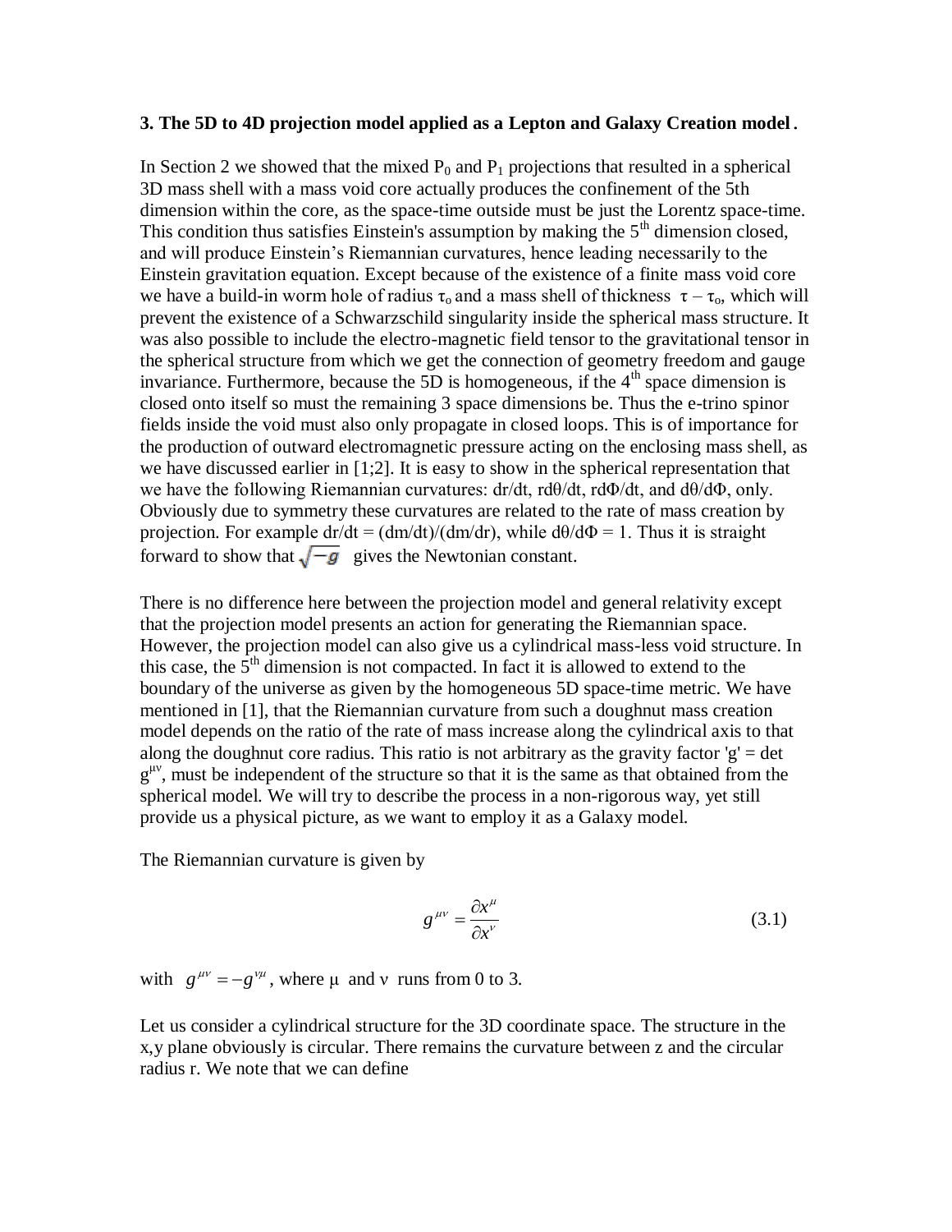### 3. The 5D to 4D projection model applied as a Lepton and Galaxy Creation model.

In Section 2 we showed that the mixed $P_0$ and $P_1$ projections that resulted in a spherical 3D mass shell with a mass void core actually produces the confinement of the 5th dimension within the core, as the space-time outside must be just the Lorentz space-time. This condition thus satisfies Einstein's assumption by making the 5th dimension closed, and will produce Einstein's Riemannian curvatures, hence leading necessarily to the Einstein gravitation equation. Except because of the existence of a finite mass void core we have a build-in worm hole of radius $\tau_o$ and a mass shell of thickness $\tau - \tau_o$, which will prevent the existence of a Schwarzschild singularity inside the spherical mass structure. It was also possible to include the electro-magnetic field tensor to the gravitational tensor in the spherical structure from which we get the connection of geometry freedom and gauge invariance. Furthermore, because the 5D is homogeneous, if the 4th space dimension is closed onto itself so must the remaining 3 space dimensions be. Thus the e-trino spinor fields inside the void must also only propagate in closed loops. This is of importance for the production of outward electromagnetic pressure acting on the enclosing mass shell, as we have discussed earlier in [1;2]. It is easy to show in the spherical representation that we have the following Riemannian curvatures: $dr/dt$, $rd\theta/dt$, $rd\Phi/dt$, and $d\theta/d\Phi$, only. Obviously due to symmetry these curvatures are related to the rate of mass creation by projection. For example $dr/dt = (dm/dt)/(dm/dr)$, while $d\theta/d\Phi = 1$. Thus it is straight forward to show that $\sqrt{-g}$ gives the Newtonian constant.

There is no difference here between the projection model and general relativity except that the projection model presents an action for generating the Riemannian space. However, the projection model can also give us a cylindrical mass-less void structure. In this case, the 5th dimension is not compacted. In fact it is allowed to extend to the boundary of the universe as given by the homogeneous 5D space-time metric. We have mentioned in [1], that the Riemannian curvature from such a doughnut mass creation model depends on the ratio of the rate of mass increase along the cylindrical axis to that along the doughnut core radius. This ratio is not arbitrary as the gravity factor 'g' = det $g^{\mu\nu}$, must be independent of the structure so that it is the same as that obtained from the spherical model. We will try to describe the process in a non-rigorous way, yet still provide us a physical picture, as we want to employ it as a Galaxy model.

The Riemannian curvature is given by

$$g^{\mu\nu} = \frac{\partial x^{\mu}}{\partial x^{\nu}} \tag{3.1}$$

with $g^{\mu\nu} = -g^{\nu\mu}$, where $\mu$ and $\nu$ runs from 0 to 3.

Let us consider a cylindrical structure for the 3D coordinate space. The structure in the x,y plane obviously is circular. There remains the curvature between z and the circular radius r. We note that we can define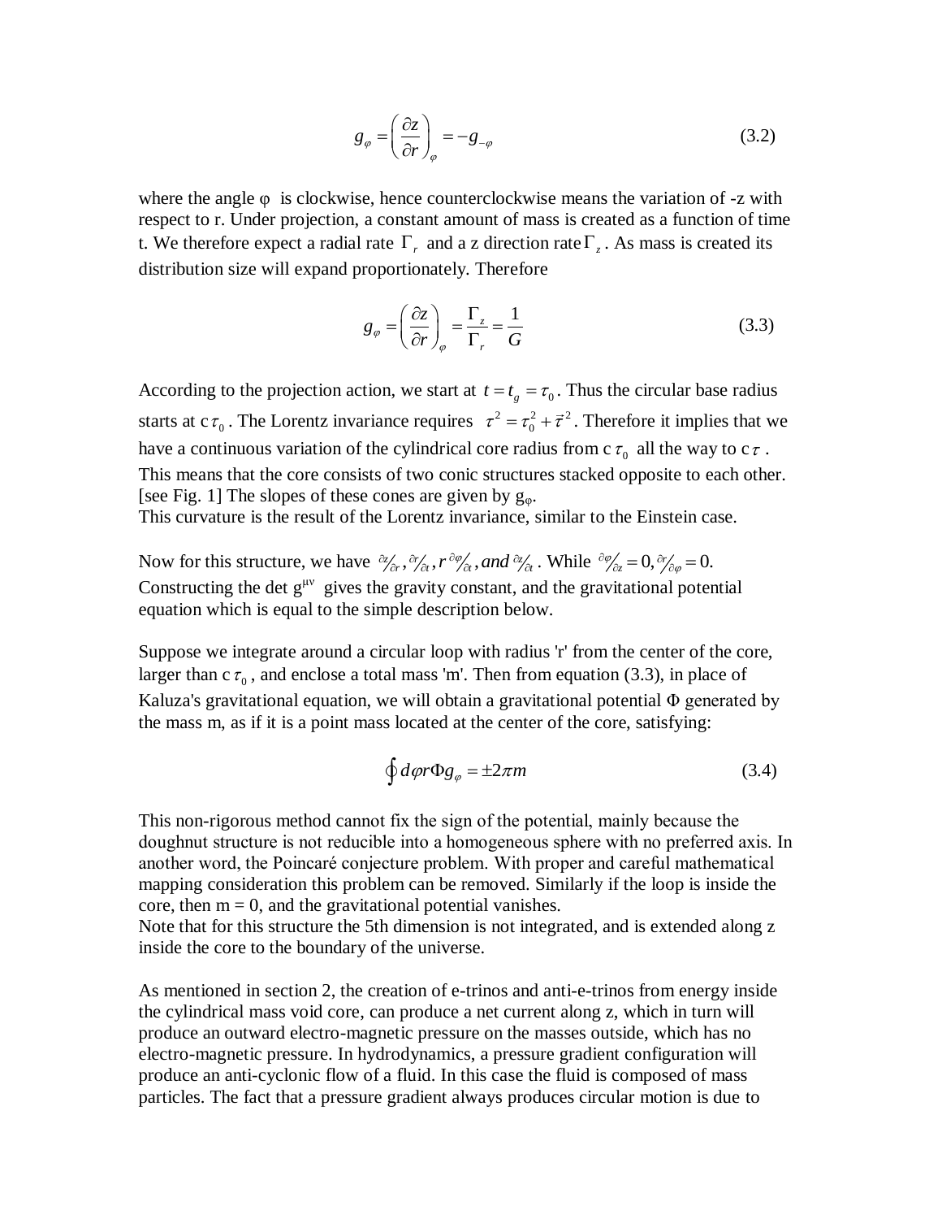$$g_\varphi = \left(\frac{\partial z}{\partial r}\right)_\varphi = -g_{-\varphi} \tag{3.2}$$

where the angle φ is clockwise, hence counterclockwise means the variation of -z with respect to r. Under projection, a constant amount of mass is created as a function of time t. We therefore expect a radial rate $\Gamma_r$ and a z direction rate $\Gamma_z$. As mass is created its distribution size will expand proportionately. Therefore

$$g_\varphi = \left(\frac{\partial z}{\partial r}\right)_\varphi = \frac{\Gamma_z}{\Gamma_r} = \frac{1}{G} \tag{3.3}$$

According to the projection action, we start at $t = t_g = \tau_0$. Thus the circular base radius starts at c$\tau_0$. The Lorentz invariance requires $\tau^2 = \tau_0^2 + \vec{\tau}^2$. Therefore it implies that we have a continuous variation of the cylindrical core radius from c$\tau_0$ all the way to c$\tau$. This means that the core consists of two conic structures stacked opposite to each other. [see Fig. 1] The slopes of these cones are given by $g_\varphi$.
This curvature is the result of the Lorentz invariance, similar to the Einstein case.

Now for this structure, we have $\partial z/\partial r, \partial r/\partial t, r\,\partial\varphi/\partial t, and\ \partial z/\partial t$. While $\partial\varphi/\partial z = 0, \partial r/\partial\varphi = 0$.
Constructing the det $g^{\mu\nu}$ gives the gravity constant, and the gravitational potential equation which is equal to the simple description below.

Suppose we integrate around a circular loop with radius 'r' from the center of the core, larger than c$\tau_0$, and enclose a total mass 'm'. Then from equation (3.3), in place of Kaluza's gravitational equation, we will obtain a gravitational potential Φ generated by the mass m, as if it is a point mass located at the center of the core, satisfying:

$$\oint d\varphi r \Phi g_\varphi = \pm 2\pi m \tag{3.4}$$

This non-rigorous method cannot fix the sign of the potential, mainly because the doughnut structure is not reducible into a homogeneous sphere with no preferred axis. In another word, the Poincaré conjecture problem. With proper and careful mathematical mapping consideration this problem can be removed. Similarly if the loop is inside the core, then m = 0, and the gravitational potential vanishes.
Note that for this structure the 5th dimension is not integrated, and is extended along z inside the core to the boundary of the universe.

As mentioned in section 2, the creation of e-trinos and anti-e-trinos from energy inside the cylindrical mass void core, can produce a net current along z, which in turn will produce an outward electro-magnetic pressure on the masses outside, which has no electro-magnetic pressure. In hydrodynamics, a pressure gradient configuration will produce an anti-cyclonic flow of a fluid. In this case the fluid is composed of mass particles. The fact that a pressure gradient always produces circular motion is due to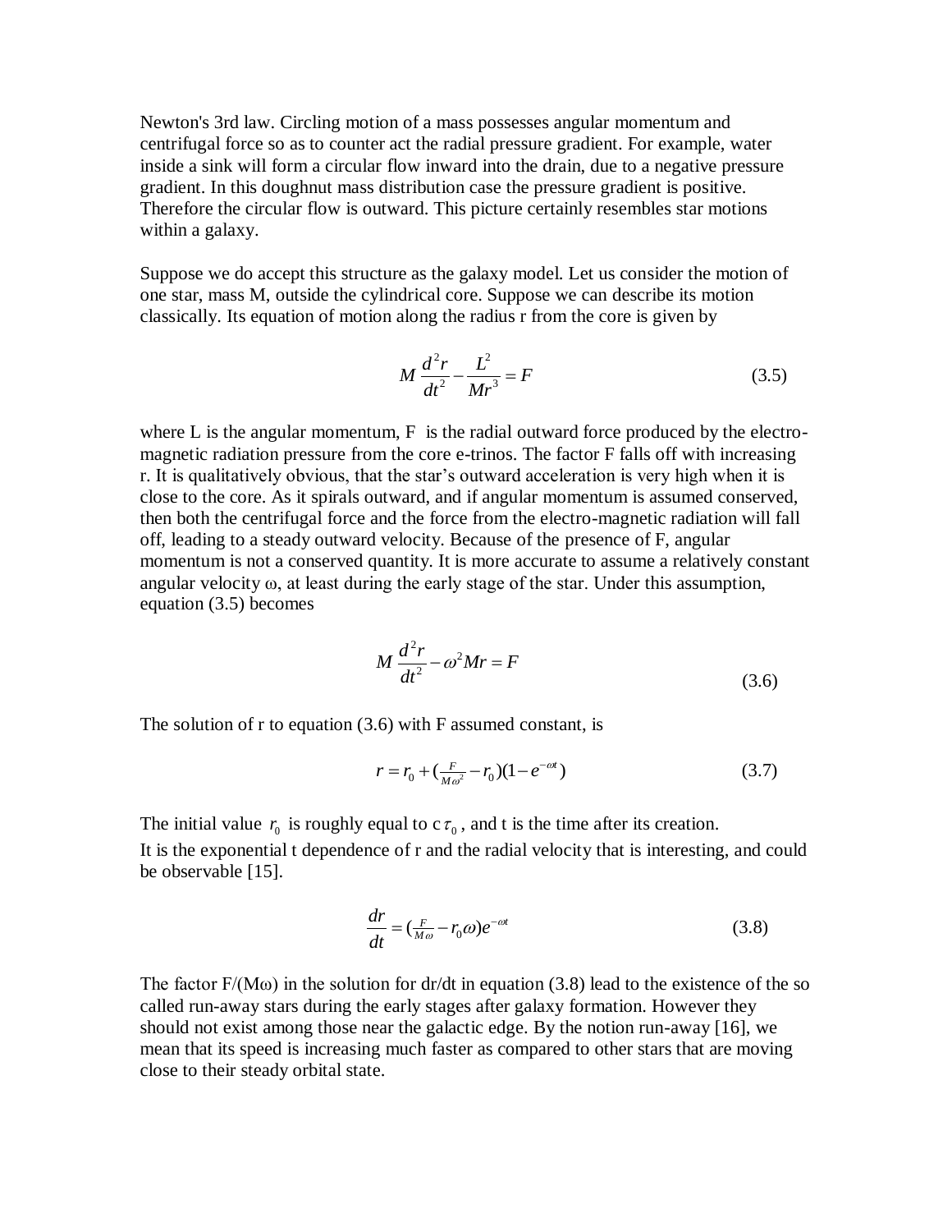Newton's 3rd law. Circling motion of a mass possesses angular momentum and centrifugal force so as to counter act the radial pressure gradient. For example, water inside a sink will form a circular flow inward into the drain, due to a negative pressure gradient. In this doughnut mass distribution case the pressure gradient is positive. Therefore the circular flow is outward. This picture certainly resembles star motions within a galaxy.

Suppose we do accept this structure as the galaxy model. Let us consider the motion of one star, mass M, outside the cylindrical core. Suppose we can describe its motion classically. Its equation of motion along the radius r from the core is given by

$$M\frac{d^2r}{dt^2} - \frac{L^2}{Mr^3} = F \tag{3.5}$$

where L is the angular momentum, F is the radial outward force produced by the electro-magnetic radiation pressure from the core e-trinos. The factor F falls off with increasing r. It is qualitatively obvious, that the star's outward acceleration is very high when it is close to the core. As it spirals outward, and if angular momentum is assumed conserved, then both the centrifugal force and the force from the electro-magnetic radiation will fall off, leading to a steady outward velocity. Because of the presence of F, angular momentum is not a conserved quantity. It is more accurate to assume a relatively constant angular velocity $\omega$, at least during the early stage of the star. Under this assumption, equation (3.5) becomes

$$M\frac{d^2r}{dt^2} - \omega^2 Mr = F \tag{3.6}$$

The solution of r to equation (3.6) with F assumed constant, is

$$r = r_0 + (\tfrac{F}{M\omega^2} - r_0)(1 - e^{-\omega t}) \tag{3.7}$$

The initial value $r_0$ is roughly equal to c $\tau_0$, and t is the time after its creation.
It is the exponential t dependence of r and the radial velocity that is interesting, and could be observable [15].

$$\frac{dr}{dt} = (\tfrac{F}{M\omega} - r_0\omega)e^{-\omega t} \tag{3.8}$$

The factor F/(M$\omega$) in the solution for dr/dt in equation (3.8) lead to the existence of the so called run-away stars during the early stages after galaxy formation. However they should not exist among those near the galactic edge. By the notion run-away [16], we mean that its speed is increasing much faster as compared to other stars that are moving close to their steady orbital state.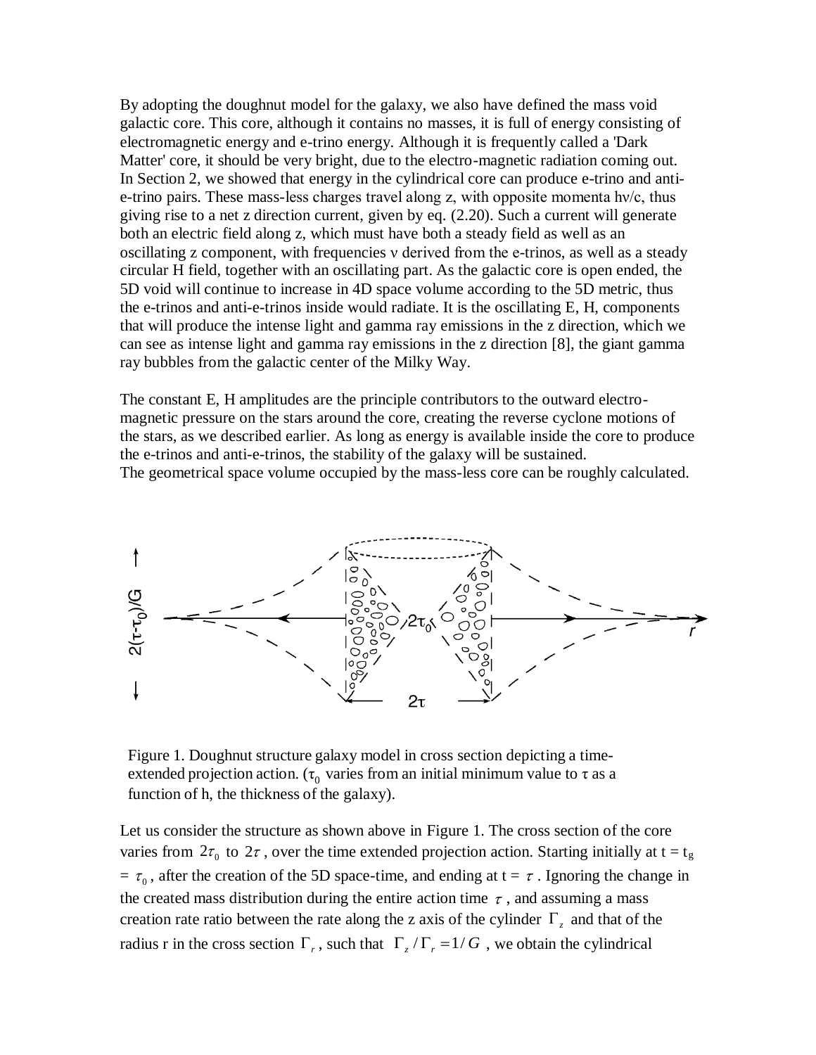By adopting the doughnut model for the galaxy, we also have defined the mass void galactic core. This core, although it contains no masses, it is full of energy consisting of electromagnetic energy and e-trino energy. Although it is frequently called a 'Dark Matter' core, it should be very bright, due to the electro-magnetic radiation coming out. In Section 2, we showed that energy in the cylindrical core can produce e-trino and anti-e-trino pairs. These mass-less charges travel along z, with opposite momenta hν/c, thus giving rise to a net z direction current, given by eq. (2.20). Such a current will generate both an electric field along z, which must have both a steady field as well as an oscillating z component, with frequencies ν derived from the e-trinos, as well as a steady circular H field, together with an oscillating part. As the galactic core is open ended, the 5D void will continue to increase in 4D space volume according to the 5D metric, thus the e-trinos and anti-e-trinos inside would radiate. It is the oscillating E, H, components that will produce the intense light and gamma ray emissions in the z direction, which we can see as intense light and gamma ray emissions in the z direction [8], the giant gamma ray bubbles from the galactic center of the Milky Way.

The constant E, H amplitudes are the principle contributors to the outward electro-magnetic pressure on the stars around the core, creating the reverse cyclone motions of the stars, as we described earlier. As long as energy is available inside the core to produce the e-trinos and anti-e-trinos, the stability of the galaxy will be sustained.
The geometrical space volume occupied by the mass-less core can be roughly calculated.

Figure 1. Doughnut structure galaxy model in cross section depicting a time-extended projection action. ($\tau_0$ varies from an initial minimum value to $\tau$ as a function of h, the thickness of the galaxy).

Let us consider the structure as shown above in Figure 1. The cross section of the core varies from $2\tau_0$ to $2\tau$, over the time extended projection action. Starting initially at t = $t_g$ = $\tau_0$, after the creation of the 5D space-time, and ending at t = $\tau$. Ignoring the change in the created mass distribution during the entire action time $\tau$, and assuming a mass creation rate ratio between the rate along the z axis of the cylinder $\Gamma_z$ and that of the radius r in the cross section $\Gamma_r$, such that $\Gamma_z / \Gamma_r = 1/G$, we obtain the cylindrical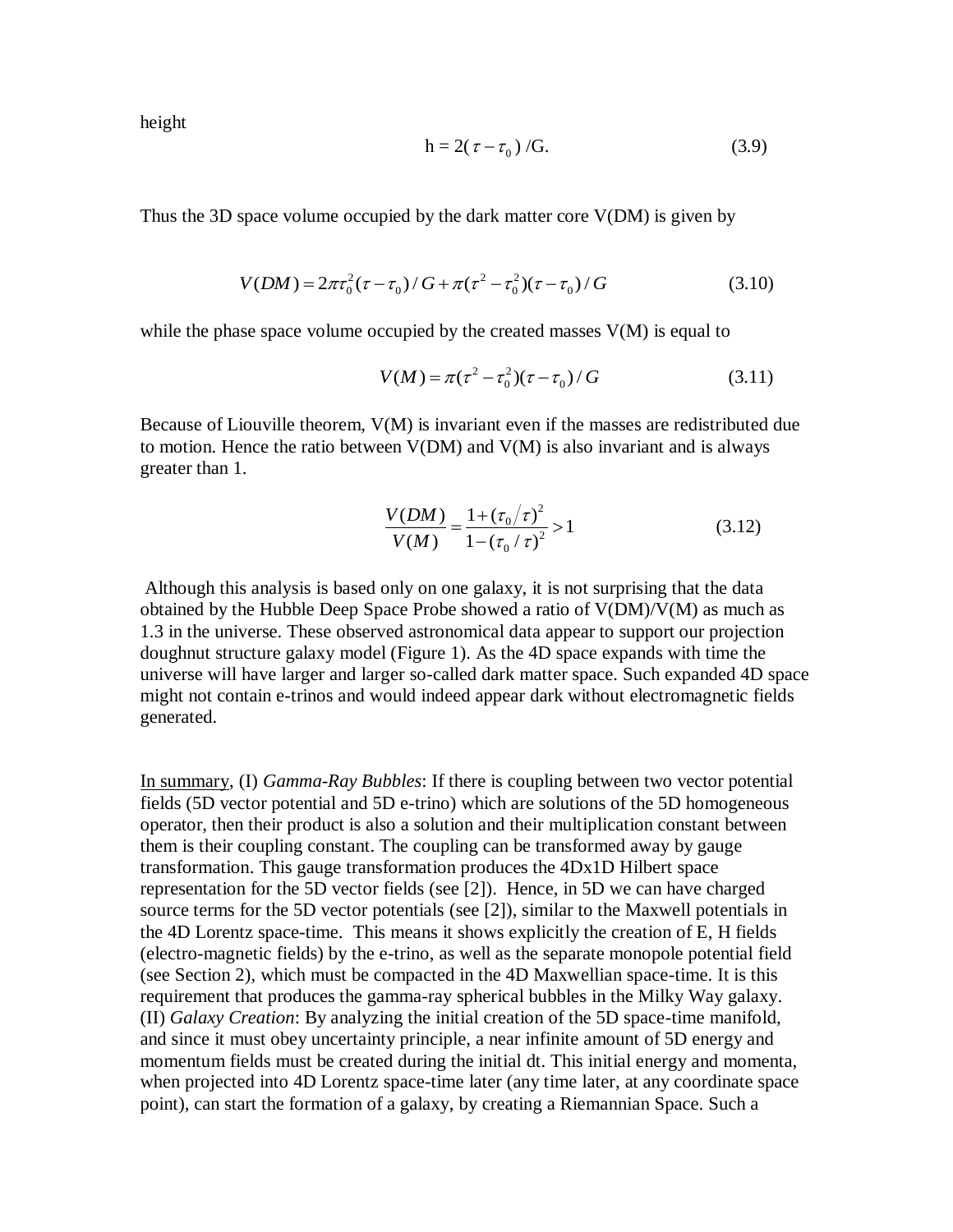height

$$h = 2(\tau - \tau_0)/G. \tag{3.9}$$

Thus the 3D space volume occupied by the dark matter core V(DM) is given by

$$V(DM) = 2\pi\tau_0^2(\tau - \tau_0)/G + \pi(\tau^2 - \tau_0^2)(\tau - \tau_0)/G \tag{3.10}$$

while the phase space volume occupied by the created masses V(M) is equal to

$$V(M) = \pi(\tau^2 - \tau_0^2)(\tau - \tau_0)/G \tag{3.11}$$

Because of Liouville theorem, V(M) is invariant even if the masses are redistributed due to motion. Hence the ratio between V(DM) and V(M) is also invariant and is always greater than 1.

$$\frac{V(DM)}{V(M)} = \frac{1 + (\tau_0/\tau)^2}{1 - (\tau_0/\tau)^2} > 1 \tag{3.12}$$

Although this analysis is based only on one galaxy, it is not surprising that the data obtained by the Hubble Deep Space Probe showed a ratio of V(DM)/V(M) as much as 1.3 in the universe. These observed astronomical data appear to support our projection doughnut structure galaxy model (Figure 1). As the 4D space expands with time the universe will have larger and larger so-called dark matter space. Such expanded 4D space might not contain e-trinos and would indeed appear dark without electromagnetic fields generated.

In summary, (I) *Gamma-Ray Bubbles*: If there is coupling between two vector potential fields (5D vector potential and 5D e-trino) which are solutions of the 5D homogeneous operator, then their product is also a solution and their multiplication constant between them is their coupling constant. The coupling can be transformed away by gauge transformation. This gauge transformation produces the 4Dx1D Hilbert space representation for the 5D vector fields (see [2]). Hence, in 5D we can have charged source terms for the 5D vector potentials (see [2]), similar to the Maxwell potentials in the 4D Lorentz space-time. This means it shows explicitly the creation of E, H fields (electro-magnetic fields) by the e-trino, as well as the separate monopole potential field (see Section 2), which must be compacted in the 4D Maxwellian space-time. It is this requirement that produces the gamma-ray spherical bubbles in the Milky Way galaxy. (II) *Galaxy Creation*: By analyzing the initial creation of the 5D space-time manifold, and since it must obey uncertainty principle, a near infinite amount of 5D energy and momentum fields must be created during the initial dt. This initial energy and momenta, when projected into 4D Lorentz space-time later (any time later, at any coordinate space point), can start the formation of a galaxy, by creating a Riemannian Space. Such a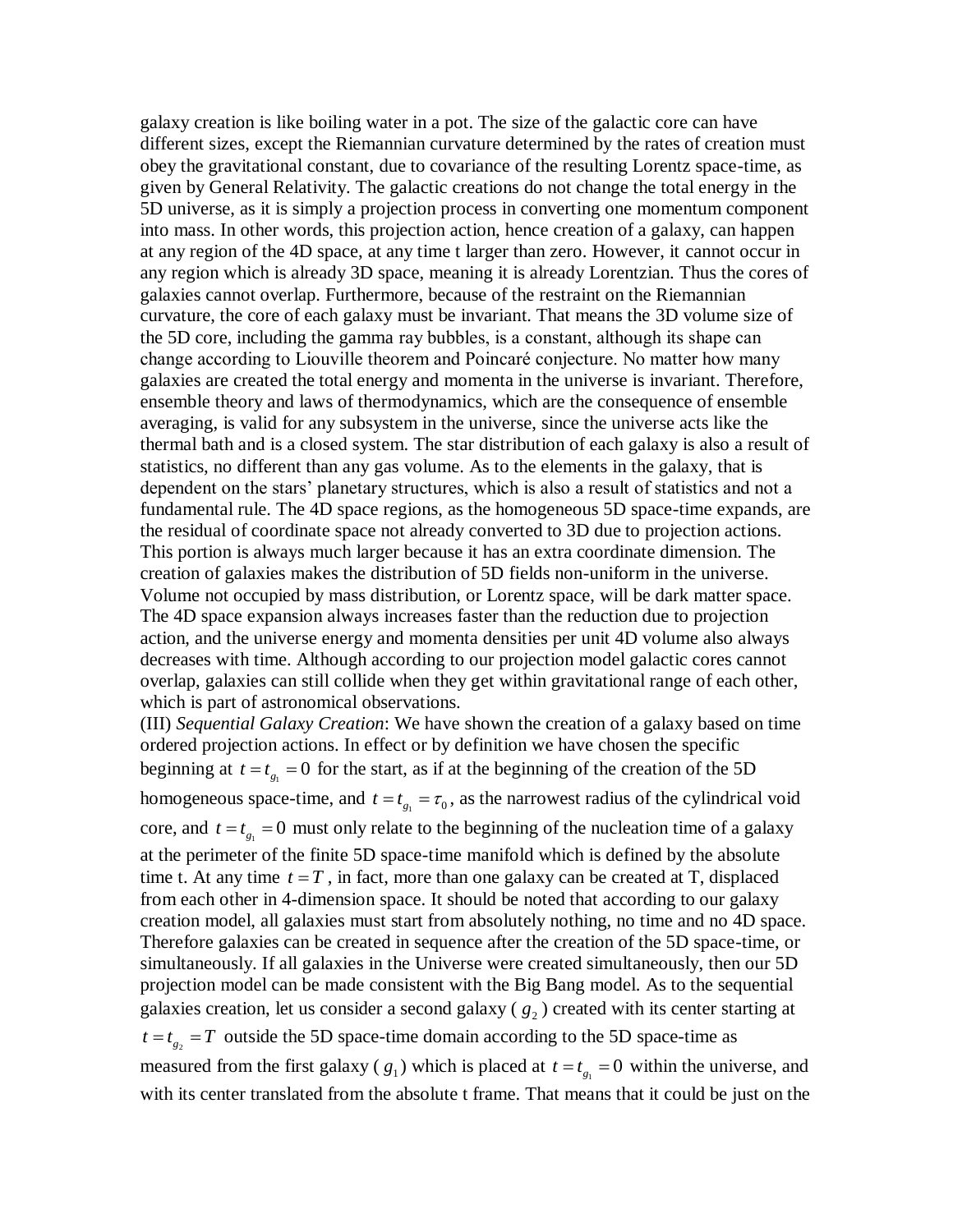galaxy creation is like boiling water in a pot. The size of the galactic core can have different sizes, except the Riemannian curvature determined by the rates of creation must obey the gravitational constant, due to covariance of the resulting Lorentz space-time, as given by General Relativity. The galactic creations do not change the total energy in the 5D universe, as it is simply a projection process in converting one momentum component into mass. In other words, this projection action, hence creation of a galaxy, can happen at any region of the 4D space, at any time t larger than zero. However, it cannot occur in any region which is already 3D space, meaning it is already Lorentzian. Thus the cores of galaxies cannot overlap. Furthermore, because of the restraint on the Riemannian curvature, the core of each galaxy must be invariant. That means the 3D volume size of the 5D core, including the gamma ray bubbles, is a constant, although its shape can change according to Liouville theorem and Poincaré conjecture. No matter how many galaxies are created the total energy and momenta in the universe is invariant. Therefore, ensemble theory and laws of thermodynamics, which are the consequence of ensemble averaging, is valid for any subsystem in the universe, since the universe acts like the thermal bath and is a closed system. The star distribution of each galaxy is also a result of statistics, no different than any gas volume. As to the elements in the galaxy, that is dependent on the stars' planetary structures, which is also a result of statistics and not a fundamental rule. The 4D space regions, as the homogeneous 5D space-time expands, are the residual of coordinate space not already converted to 3D due to projection actions. This portion is always much larger because it has an extra coordinate dimension. The creation of galaxies makes the distribution of 5D fields non-uniform in the universe. Volume not occupied by mass distribution, or Lorentz space, will be dark matter space. The 4D space expansion always increases faster than the reduction due to projection action, and the universe energy and momenta densities per unit 4D volume also always decreases with time. Although according to our projection model galactic cores cannot overlap, galaxies can still collide when they get within gravitational range of each other, which is part of astronomical observations.

(III) *Sequential Galaxy Creation*: We have shown the creation of a galaxy based on time ordered projection actions. In effect or by definition we have chosen the specific beginning at $t = t_{g_1} = 0$ for the start, as if at the beginning of the creation of the 5D homogeneous space-time, and $t = t_{g_1} = \tau_0$, as the narrowest radius of the cylindrical void core, and $t = t_{g_1} = 0$ must only relate to the beginning of the nucleation time of a galaxy at the perimeter of the finite 5D space-time manifold which is defined by the absolute time t. At any time $t = T$, in fact, more than one galaxy can be created at T, displaced from each other in 4-dimension space. It should be noted that according to our galaxy creation model, all galaxies must start from absolutely nothing, no time and no 4D space. Therefore galaxies can be created in sequence after the creation of the 5D space-time, or simultaneously. If all galaxies in the Universe were created simultaneously, then our 5D projection model can be made consistent with the Big Bang model. As to the sequential galaxies creation, let us consider a second galaxy ($g_2$) created with its center starting at $t = t_{g_2} = T$ outside the 5D space-time domain according to the 5D space-time as measured from the first galaxy ($g_1$) which is placed at $t = t_{g_1} = 0$ within the universe, and with its center translated from the absolute t frame. That means that it could be just on the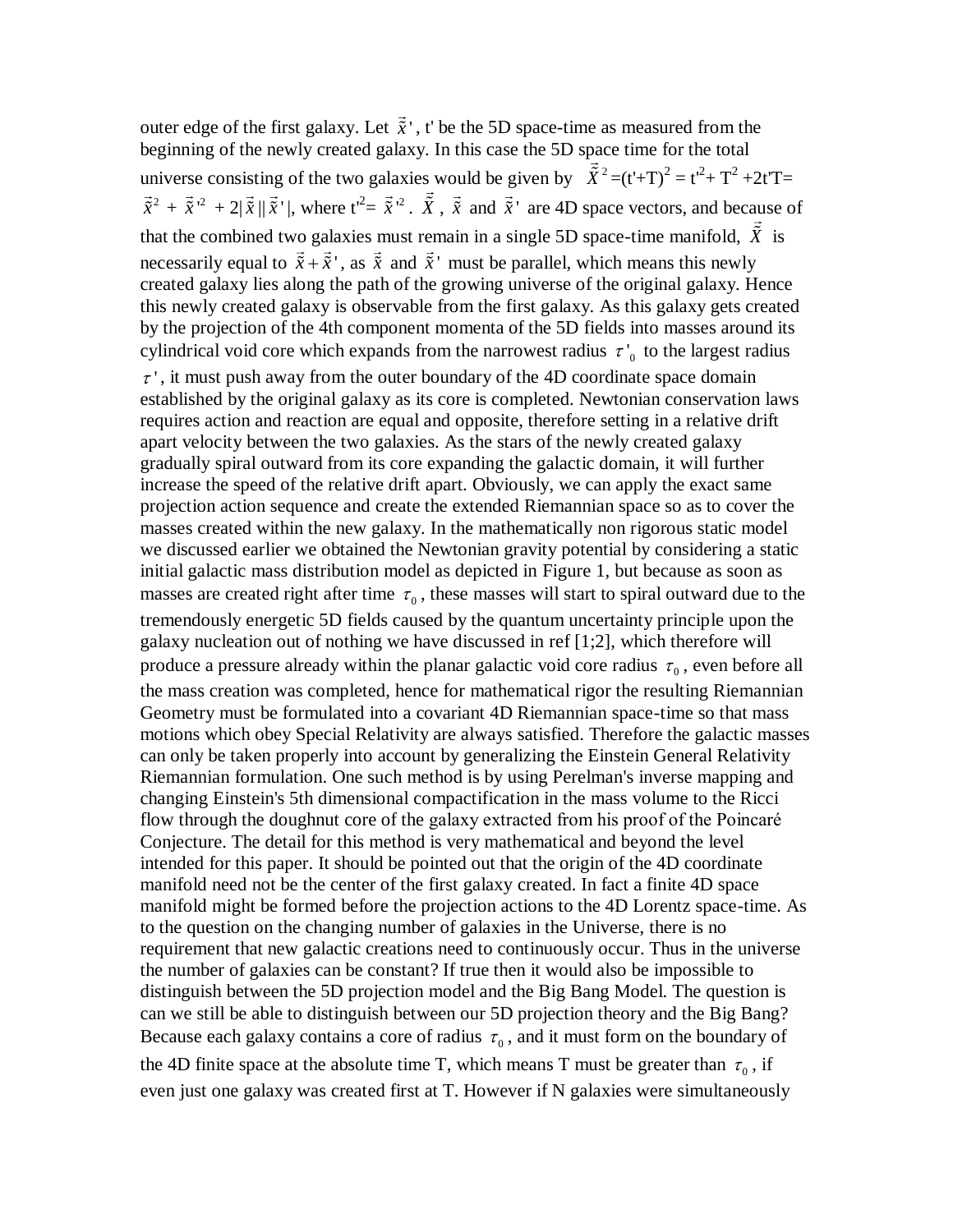outer edge of the first galaxy. Let $\vec{\tilde{x}}'$, t' be the 5D space-time as measured from the beginning of the newly created galaxy. In this case the 5D space time for the total universe consisting of the two galaxies would be given by $\vec{\tilde{X}}^2 = (t'+T)^2 = t'^2 + T^2 + 2t'T = \vec{\tilde{x}}^2 + \vec{\tilde{x}}'^2 + 2|\vec{\tilde{x}}||\vec{\tilde{x}}'|$, where $t'^2 = \vec{\tilde{x}}'^2$. $\vec{\tilde{X}}$, $\vec{\tilde{x}}$ and $\vec{\tilde{x}}'$ are 4D space vectors, and because of that the combined two galaxies must remain in a single 5D space-time manifold, $\vec{\tilde{X}}$ is necessarily equal to $\vec{\tilde{x}} + \vec{\tilde{x}}'$, as $\vec{\tilde{x}}$ and $\vec{\tilde{x}}'$ must be parallel, which means this newly created galaxy lies along the path of the growing universe of the original galaxy. Hence this newly created galaxy is observable from the first galaxy. As this galaxy gets created by the projection of the 4th component momenta of the 5D fields into masses around its cylindrical void core which expands from the narrowest radius $\tau'_0$ to the largest radius $\tau'$, it must push away from the outer boundary of the 4D coordinate space domain established by the original galaxy as its core is completed. Newtonian conservation laws requires action and reaction are equal and opposite, therefore setting in a relative drift apart velocity between the two galaxies. As the stars of the newly created galaxy gradually spiral outward from its core expanding the galactic domain, it will further increase the speed of the relative drift apart. Obviously, we can apply the exact same projection action sequence and create the extended Riemannian space so as to cover the masses created within the new galaxy. In the mathematically non rigorous static model we discussed earlier we obtained the Newtonian gravity potential by considering a static initial galactic mass distribution model as depicted in Figure 1, but because as soon as masses are created right after time $\tau_0$, these masses will start to spiral outward due to the tremendously energetic 5D fields caused by the quantum uncertainty principle upon the galaxy nucleation out of nothing we have discussed in ref [1;2], which therefore will produce a pressure already within the planar galactic void core radius $\tau_0$, even before all the mass creation was completed, hence for mathematical rigor the resulting Riemannian Geometry must be formulated into a covariant 4D Riemannian space-time so that mass motions which obey Special Relativity are always satisfied. Therefore the galactic masses can only be taken properly into account by generalizing the Einstein General Relativity Riemannian formulation. One such method is by using Perelman's inverse mapping and changing Einstein's 5th dimensional compactification in the mass volume to the Ricci flow through the doughnut core of the galaxy extracted from his proof of the Poincaré Conjecture. The detail for this method is very mathematical and beyond the level intended for this paper. It should be pointed out that the origin of the 4D coordinate manifold need not be the center of the first galaxy created. In fact a finite 4D space manifold might be formed before the projection actions to the 4D Lorentz space-time. As to the question on the changing number of galaxies in the Universe, there is no requirement that new galactic creations need to continuously occur. Thus in the universe the number of galaxies can be constant? If true then it would also be impossible to distinguish between the 5D projection model and the Big Bang Model. The question is can we still be able to distinguish between our 5D projection theory and the Big Bang? Because each galaxy contains a core of radius $\tau_0$, and it must form on the boundary of the 4D finite space at the absolute time T, which means T must be greater than $\tau_0$, if even just one galaxy was created first at T. However if N galaxies were simultaneously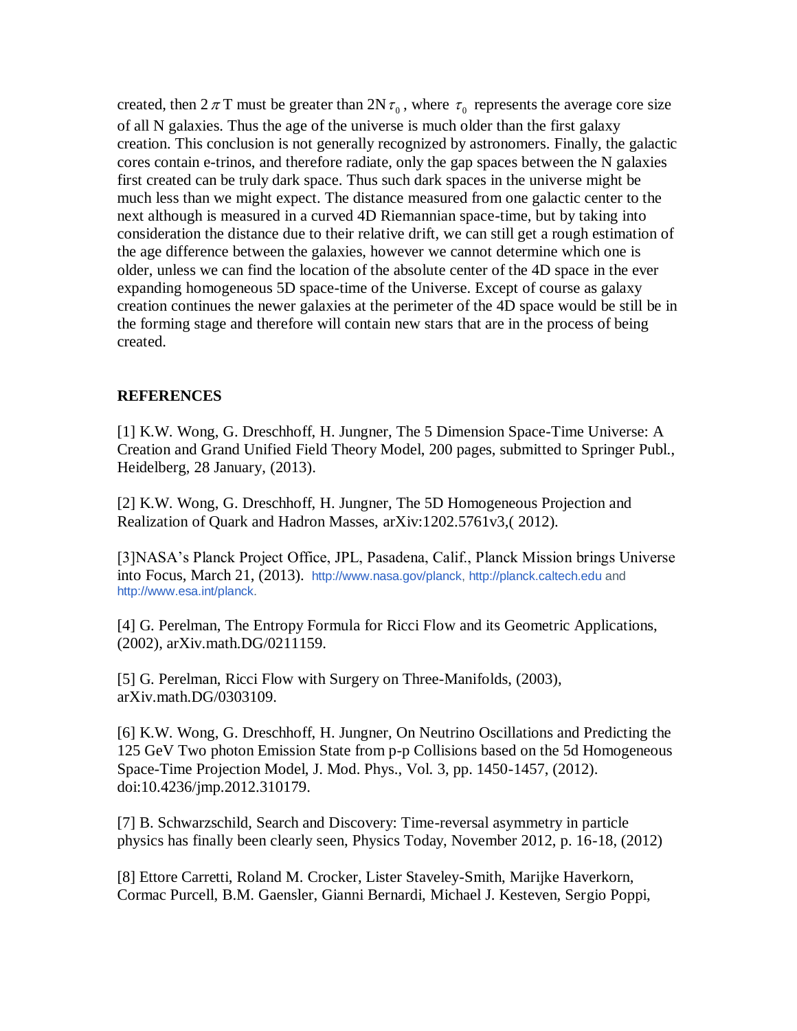created, then $2\pi T$ must be greater than $2N\tau_0$, where $\tau_0$ represents the average core size of all N galaxies. Thus the age of the universe is much older than the first galaxy creation. This conclusion is not generally recognized by astronomers. Finally, the galactic cores contain e-trinos, and therefore radiate, only the gap spaces between the N galaxies first created can be truly dark space. Thus such dark spaces in the universe might be much less than we might expect. The distance measured from one galactic center to the next although is measured in a curved 4D Riemannian space-time, but by taking into consideration the distance due to their relative drift, we can still get a rough estimation of the age difference between the galaxies, however we cannot determine which one is older, unless we can find the location of the absolute center of the 4D space in the ever expanding homogeneous 5D space-time of the Universe. Except of course as galaxy creation continues the newer galaxies at the perimeter of the 4D space would be still be in the forming stage and therefore will contain new stars that are in the process of being created.

## REFERENCES

[1] K.W. Wong, G. Dreschhoff, H. Jungner, The 5 Dimension Space-Time Universe: A Creation and Grand Unified Field Theory Model, 200 pages, submitted to Springer Publ., Heidelberg, 28 January, (2013).

[2] K.W. Wong, G. Dreschhoff, H. Jungner, The 5D Homogeneous Projection and Realization of Quark and Hadron Masses, arXiv:1202.5761v3,( 2012).

[3]NASA's Planck Project Office, JPL, Pasadena, Calif., Planck Mission brings Universe into Focus, March 21, (2013). http://www.nasa.gov/planck, http://planck.caltech.edu and http://www.esa.int/planck.

[4] G. Perelman, The Entropy Formula for Ricci Flow and its Geometric Applications, (2002), arXiv.math.DG/0211159.

[5] G. Perelman, Ricci Flow with Surgery on Three-Manifolds, (2003), arXiv.math.DG/0303109.

[6] K.W. Wong, G. Dreschhoff, H. Jungner, On Neutrino Oscillations and Predicting the 125 GeV Two photon Emission State from p-p Collisions based on the 5d Homogeneous Space-Time Projection Model, J. Mod. Phys., Vol. 3, pp. 1450-1457, (2012). doi:10.4236/jmp.2012.310179.

[7] B. Schwarzschild, Search and Discovery: Time-reversal asymmetry in particle physics has finally been clearly seen, Physics Today, November 2012, p. 16-18, (2012)

[8] Ettore Carretti, Roland M. Crocker, Lister Staveley-Smith, Marijke Haverkorn, Cormac Purcell, B.M. Gaensler, Gianni Bernardi, Michael J. Kesteven, Sergio Poppi,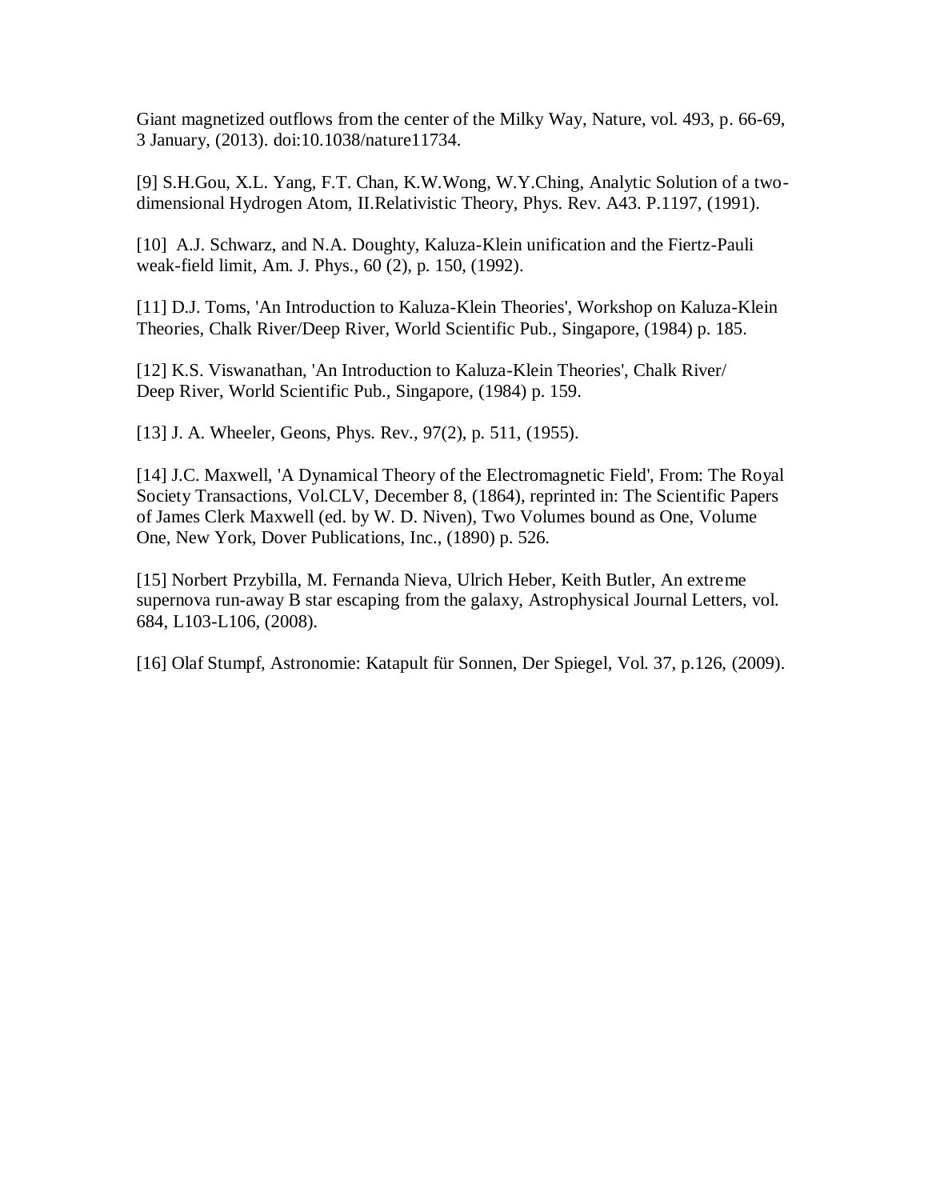Giant magnetized outflows from the center of the Milky Way, Nature, vol. 493, p. 66-69, 3 January, (2013). doi:10.1038/nature11734.

[9] S.H.Gou, X.L. Yang, F.T. Chan, K.W.Wong, W.Y.Ching, Analytic Solution of a two-dimensional Hydrogen Atom, II.Relativistic Theory, Phys. Rev. A43. P.1197, (1991).

[10] A.J. Schwarz, and N.A. Doughty, Kaluza-Klein unification and the Fiertz-Pauli weak-field limit, Am. J. Phys., 60 (2), p. 150, (1992).

[11] D.J. Toms, 'An Introduction to Kaluza-Klein Theories', Workshop on Kaluza-Klein Theories, Chalk River/Deep River, World Scientific Pub., Singapore, (1984) p. 185.

[12] K.S. Viswanathan, 'An Introduction to Kaluza-Klein Theories', Chalk River/ Deep River, World Scientific Pub., Singapore, (1984) p. 159.

[13] J. A. Wheeler, Geons, Phys. Rev., 97(2), p. 511, (1955).

[14] J.C. Maxwell, 'A Dynamical Theory of the Electromagnetic Field', From: The Royal Society Transactions, Vol.CLV, December 8, (1864), reprinted in: The Scientific Papers of James Clerk Maxwell (ed. by W. D. Niven), Two Volumes bound as One, Volume One, New York, Dover Publications, Inc., (1890) p. 526.

[15] Norbert Przybilla, M. Fernanda Nieva, Ulrich Heber, Keith Butler, An extreme supernova run-away B star escaping from the galaxy, Astrophysical Journal Letters, vol. 684, L103-L106, (2008).

[16] Olaf Stumpf, Astronomie: Katapult für Sonnen, Der Spiegel, Vol. 37, p.126, (2009).